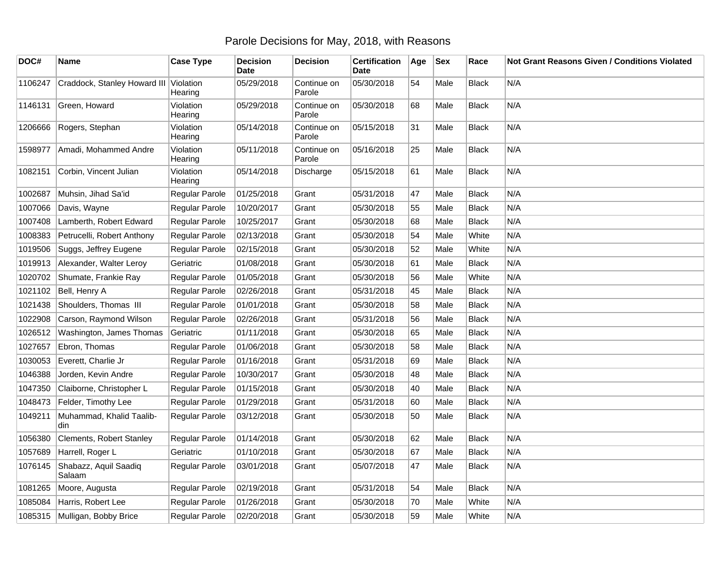# Parole Decisions for May, 2018, with Reasons

| DOC# | Name | Case Type | Decision Date | Decision | Certification Date | Age | Sex | Race | Not Grant Reasons Given / Conditions Violated |
|---|---|---|---|---|---|---|---|---|---|
| 1106247 | Craddock, Stanley Howard III | Violation Hearing | 05/29/2018 | Continue on Parole | 05/30/2018 | 54 | Male | Black | N/A |
| 1146131 | Green, Howard | Violation Hearing | 05/29/2018 | Continue on Parole | 05/30/2018 | 68 | Male | Black | N/A |
| 1206666 | Rogers, Stephan | Violation Hearing | 05/14/2018 | Continue on Parole | 05/15/2018 | 31 | Male | Black | N/A |
| 1598977 | Amadi, Mohammed Andre | Violation Hearing | 05/11/2018 | Continue on Parole | 05/16/2018 | 25 | Male | Black | N/A |
| 1082151 | Corbin, Vincent Julian | Violation Hearing | 05/14/2018 | Discharge | 05/15/2018 | 61 | Male | Black | N/A |
| 1002687 | Muhsin, Jihad Sa'id | Regular Parole | 01/25/2018 | Grant | 05/31/2018 | 47 | Male | Black | N/A |
| 1007066 | Davis, Wayne | Regular Parole | 10/20/2017 | Grant | 05/30/2018 | 55 | Male | Black | N/A |
| 1007408 | Lamberth, Robert Edward | Regular Parole | 10/25/2017 | Grant | 05/30/2018 | 68 | Male | Black | N/A |
| 1008383 | Petrucelli, Robert Anthony | Regular Parole | 02/13/2018 | Grant | 05/30/2018 | 54 | Male | White | N/A |
| 1019506 | Suggs, Jeffrey Eugene | Regular Parole | 02/15/2018 | Grant | 05/30/2018 | 52 | Male | White | N/A |
| 1019913 | Alexander, Walter Leroy | Geriatric | 01/08/2018 | Grant | 05/30/2018 | 61 | Male | Black | N/A |
| 1020702 | Shumate, Frankie Ray | Regular Parole | 01/05/2018 | Grant | 05/30/2018 | 56 | Male | White | N/A |
| 1021102 | Bell, Henry A | Regular Parole | 02/26/2018 | Grant | 05/31/2018 | 45 | Male | Black | N/A |
| 1021438 | Shoulders, Thomas III | Regular Parole | 01/01/2018 | Grant | 05/30/2018 | 58 | Male | Black | N/A |
| 1022908 | Carson, Raymond Wilson | Regular Parole | 02/26/2018 | Grant | 05/31/2018 | 56 | Male | Black | N/A |
| 1026512 | Washington, James Thomas | Geriatric | 01/11/2018 | Grant | 05/30/2018 | 65 | Male | Black | N/A |
| 1027657 | Ebron, Thomas | Regular Parole | 01/06/2018 | Grant | 05/30/2018 | 58 | Male | Black | N/A |
| 1030053 | Everett, Charlie Jr | Regular Parole | 01/16/2018 | Grant | 05/31/2018 | 69 | Male | Black | N/A |
| 1046388 | Jorden, Kevin Andre | Regular Parole | 10/30/2017 | Grant | 05/30/2018 | 48 | Male | Black | N/A |
| 1047350 | Claiborne, Christopher L | Regular Parole | 01/15/2018 | Grant | 05/30/2018 | 40 | Male | Black | N/A |
| 1048473 | Felder, Timothy Lee | Regular Parole | 01/29/2018 | Grant | 05/31/2018 | 60 | Male | Black | N/A |
| 1049211 | Muhammad, Khalid Taalib-din | Regular Parole | 03/12/2018 | Grant | 05/30/2018 | 50 | Male | Black | N/A |
| 1056380 | Clements, Robert Stanley | Regular Parole | 01/14/2018 | Grant | 05/30/2018 | 62 | Male | Black | N/A |
| 1057689 | Harrell, Roger L | Geriatric | 01/10/2018 | Grant | 05/30/2018 | 67 | Male | Black | N/A |
| 1076145 | Shabazz, Aquil Saadiq Salaam | Regular Parole | 03/01/2018 | Grant | 05/07/2018 | 47 | Male | Black | N/A |
| 1081265 | Moore, Augusta | Regular Parole | 02/19/2018 | Grant | 05/31/2018 | 54 | Male | Black | N/A |
| 1085084 | Harris, Robert Lee | Regular Parole | 01/26/2018 | Grant | 05/30/2018 | 70 | Male | White | N/A |
| 1085315 | Mulligan, Bobby Brice | Regular Parole | 02/20/2018 | Grant | 05/30/2018 | 59 | Male | White | N/A |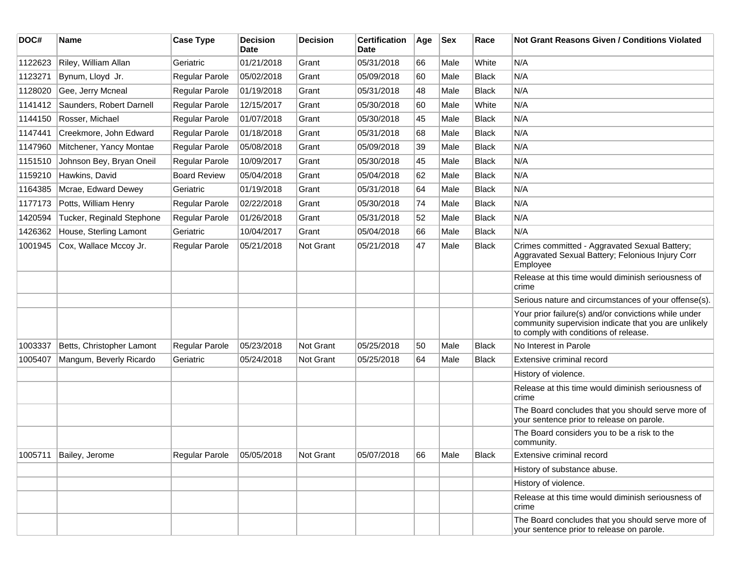| DOC# | Name | Case Type | Decision Date | Decision | Certification Date | Age | Sex | Race | Not Grant Reasons Given / Conditions Violated |
|---|---|---|---|---|---|---|---|---|---|
| 1122623 | Riley, William Allan | Geriatric | 01/21/2018 | Grant | 05/31/2018 | 66 | Male | White | N/A |
| 1123271 | Bynum, Lloyd Jr. | Regular Parole | 05/02/2018 | Grant | 05/09/2018 | 60 | Male | Black | N/A |
| 1128020 | Gee, Jerry Mcneal | Regular Parole | 01/19/2018 | Grant | 05/31/2018 | 48 | Male | Black | N/A |
| 1141412 | Saunders, Robert Darnell | Regular Parole | 12/15/2017 | Grant | 05/30/2018 | 60 | Male | White | N/A |
| 1144150 | Rosser, Michael | Regular Parole | 01/07/2018 | Grant | 05/30/2018 | 45 | Male | Black | N/A |
| 1147441 | Creekmore, John Edward | Regular Parole | 01/18/2018 | Grant | 05/31/2018 | 68 | Male | Black | N/A |
| 1147960 | Mitchener, Yancy Montae | Regular Parole | 05/08/2018 | Grant | 05/09/2018 | 39 | Male | Black | N/A |
| 1151510 | Johnson Bey, Bryan Oneil | Regular Parole | 10/09/2017 | Grant | 05/30/2018 | 45 | Male | Black | N/A |
| 1159210 | Hawkins, David | Board Review | 05/04/2018 | Grant | 05/04/2018 | 62 | Male | Black | N/A |
| 1164385 | Mcrae, Edward Dewey | Geriatric | 01/19/2018 | Grant | 05/31/2018 | 64 | Male | Black | N/A |
| 1177173 | Potts, William Henry | Regular Parole | 02/22/2018 | Grant | 05/30/2018 | 74 | Male | Black | N/A |
| 1420594 | Tucker, Reginald Stephone | Regular Parole | 01/26/2018 | Grant | 05/31/2018 | 52 | Male | Black | N/A |
| 1426362 | House, Sterling Lamont | Geriatric | 10/04/2017 | Grant | 05/04/2018 | 66 | Male | Black | N/A |
| 1001945 | Cox, Wallace Mccoy Jr. | Regular Parole | 05/21/2018 | Not Grant | 05/21/2018 | 47 | Male | Black | Crimes committed - Aggravated Sexual Battery; Aggravated Sexual Battery; Felonious Injury Corr Employee |
| | | | | | | | | | Release at this time would diminish seriousness of crime |
| | | | | | | | | | Serious nature and circumstances of your offense(s). |
| | | | | | | | | | Your prior failure(s) and/or convictions while under community supervision indicate that you are unlikely to comply with conditions of release. |
| 1003337 | Betts, Christopher Lamont | Regular Parole | 05/23/2018 | Not Grant | 05/25/2018 | 50 | Male | Black | No Interest in Parole |
| 1005407 | Mangum, Beverly Ricardo | Geriatric | 05/24/2018 | Not Grant | 05/25/2018 | 64 | Male | Black | Extensive criminal record |
| | | | | | | | | | History of violence. |
| | | | | | | | | | Release at this time would diminish seriousness of crime |
| | | | | | | | | | The Board concludes that you should serve more of your sentence prior to release on parole. |
| | | | | | | | | | The Board considers you to be a risk to the community. |
| 1005711 | Bailey, Jerome | Regular Parole | 05/05/2018 | Not Grant | 05/07/2018 | 66 | Male | Black | Extensive criminal record |
| | | | | | | | | | History of substance abuse. |
| | | | | | | | | | History of violence. |
| | | | | | | | | | Release at this time would diminish seriousness of crime |
| | | | | | | | | | The Board concludes that you should serve more of your sentence prior to release on parole. |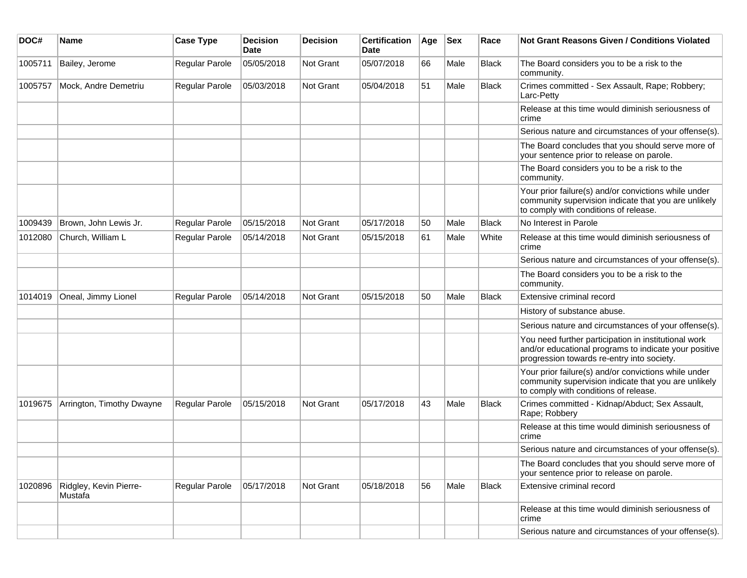| DOC# | Name | Case Type | Decision Date | Decision | Certification Date | Age | Sex | Race | Not Grant Reasons Given / Conditions Violated |
|---|---|---|---|---|---|---|---|---|---|
| 1005711 | Bailey, Jerome | Regular Parole | 05/05/2018 | Not Grant | 05/07/2018 | 66 | Male | Black | The Board considers you to be a risk to the community. |
| 1005757 | Mock, Andre Demetriu | Regular Parole | 05/03/2018 | Not Grant | 05/04/2018 | 51 | Male | Black | Crimes committed - Sex Assault, Rape; Robbery; Larc-Petty |
| | | | | | | | | | Release at this time would diminish seriousness of crime |
| | | | | | | | | | Serious nature and circumstances of your offense(s). |
| | | | | | | | | | The Board concludes that you should serve more of your sentence prior to release on parole. |
| | | | | | | | | | The Board considers you to be a risk to the community. |
| | | | | | | | | | Your prior failure(s) and/or convictions while under community supervision indicate that you are unlikely to comply with conditions of release. |
| 1009439 | Brown, John Lewis Jr. | Regular Parole | 05/15/2018 | Not Grant | 05/17/2018 | 50 | Male | Black | No Interest in Parole |
| 1012080 | Church, William L | Regular Parole | 05/14/2018 | Not Grant | 05/15/2018 | 61 | Male | White | Release at this time would diminish seriousness of crime |
| | | | | | | | | | Serious nature and circumstances of your offense(s). |
| | | | | | | | | | The Board considers you to be a risk to the community. |
| 1014019 | Oneal, Jimmy Lionel | Regular Parole | 05/14/2018 | Not Grant | 05/15/2018 | 50 | Male | Black | Extensive criminal record |
| | | | | | | | | | History of substance abuse. |
| | | | | | | | | | Serious nature and circumstances of your offense(s). |
| | | | | | | | | | You need further participation in institutional work and/or educational programs to indicate your positive progression towards re-entry into society. |
| | | | | | | | | | Your prior failure(s) and/or convictions while under community supervision indicate that you are unlikely to comply with conditions of release. |
| 1019675 | Arrington, Timothy Dwayne | Regular Parole | 05/15/2018 | Not Grant | 05/17/2018 | 43 | Male | Black | Crimes committed - Kidnap/Abduct; Sex Assault, Rape; Robbery |
| | | | | | | | | | Release at this time would diminish seriousness of crime |
| | | | | | | | | | Serious nature and circumstances of your offense(s). |
| | | | | | | | | | The Board concludes that you should serve more of your sentence prior to release on parole. |
| 1020896 | Ridgley, Kevin Pierre-Mustafa | Regular Parole | 05/17/2018 | Not Grant | 05/18/2018 | 56 | Male | Black | Extensive criminal record |
| | | | | | | | | | Release at this time would diminish seriousness of crime |
| | | | | | | | | | Serious nature and circumstances of your offense(s). |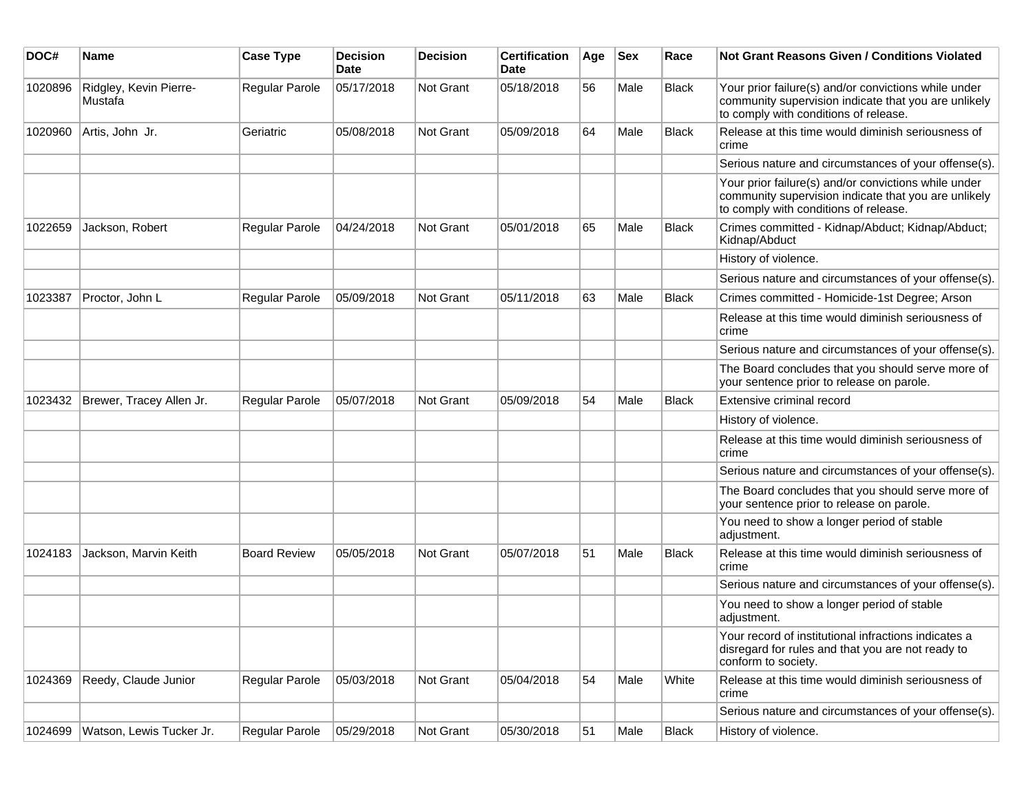| DOC# | Name | Case Type | Decision Date | Decision | Certification Date | Age | Sex | Race | Not Grant Reasons Given / Conditions Violated |
|---|---|---|---|---|---|---|---|---|---|
| 1020896 | Ridgley, Kevin Pierre-Mustafa | Regular Parole | 05/17/2018 | Not Grant | 05/18/2018 | 56 | Male | Black | Your prior failure(s) and/or convictions while under community supervision indicate that you are unlikely to comply with conditions of release. |
| 1020960 | Artis, John Jr. | Geriatric | 05/08/2018 | Not Grant | 05/09/2018 | 64 | Male | Black | Release at this time would diminish seriousness of crime |
| | | | | | | | | | Serious nature and circumstances of your offense(s). |
| | | | | | | | | | Your prior failure(s) and/or convictions while under community supervision indicate that you are unlikely to comply with conditions of release. |
| 1022659 | Jackson, Robert | Regular Parole | 04/24/2018 | Not Grant | 05/01/2018 | 65 | Male | Black | Crimes committed - Kidnap/Abduct; Kidnap/Abduct; Kidnap/Abduct |
| | | | | | | | | | History of violence. |
| | | | | | | | | | Serious nature and circumstances of your offense(s). |
| 1023387 | Proctor, John L | Regular Parole | 05/09/2018 | Not Grant | 05/11/2018 | 63 | Male | Black | Crimes committed - Homicide-1st Degree; Arson |
| | | | | | | | | | Release at this time would diminish seriousness of crime |
| | | | | | | | | | Serious nature and circumstances of your offense(s). |
| | | | | | | | | | The Board concludes that you should serve more of your sentence prior to release on parole. |
| 1023432 | Brewer, Tracey Allen Jr. | Regular Parole | 05/07/2018 | Not Grant | 05/09/2018 | 54 | Male | Black | Extensive criminal record |
| | | | | | | | | | History of violence. |
| | | | | | | | | | Release at this time would diminish seriousness of crime |
| | | | | | | | | | Serious nature and circumstances of your offense(s). |
| | | | | | | | | | The Board concludes that you should serve more of your sentence prior to release on parole. |
| | | | | | | | | | You need to show a longer period of stable adjustment. |
| 1024183 | Jackson, Marvin Keith | Board Review | 05/05/2018 | Not Grant | 05/07/2018 | 51 | Male | Black | Release at this time would diminish seriousness of crime |
| | | | | | | | | | Serious nature and circumstances of your offense(s). |
| | | | | | | | | | You need to show a longer period of stable adjustment. |
| | | | | | | | | | Your record of institutional infractions indicates a disregard for rules and that you are not ready to conform to society. |
| 1024369 | Reedy, Claude Junior | Regular Parole | 05/03/2018 | Not Grant | 05/04/2018 | 54 | Male | White | Release at this time would diminish seriousness of crime |
| | | | | | | | | | Serious nature and circumstances of your offense(s). |
| 1024699 | Watson, Lewis Tucker Jr. | Regular Parole | 05/29/2018 | Not Grant | 05/30/2018 | 51 | Male | Black | History of violence. |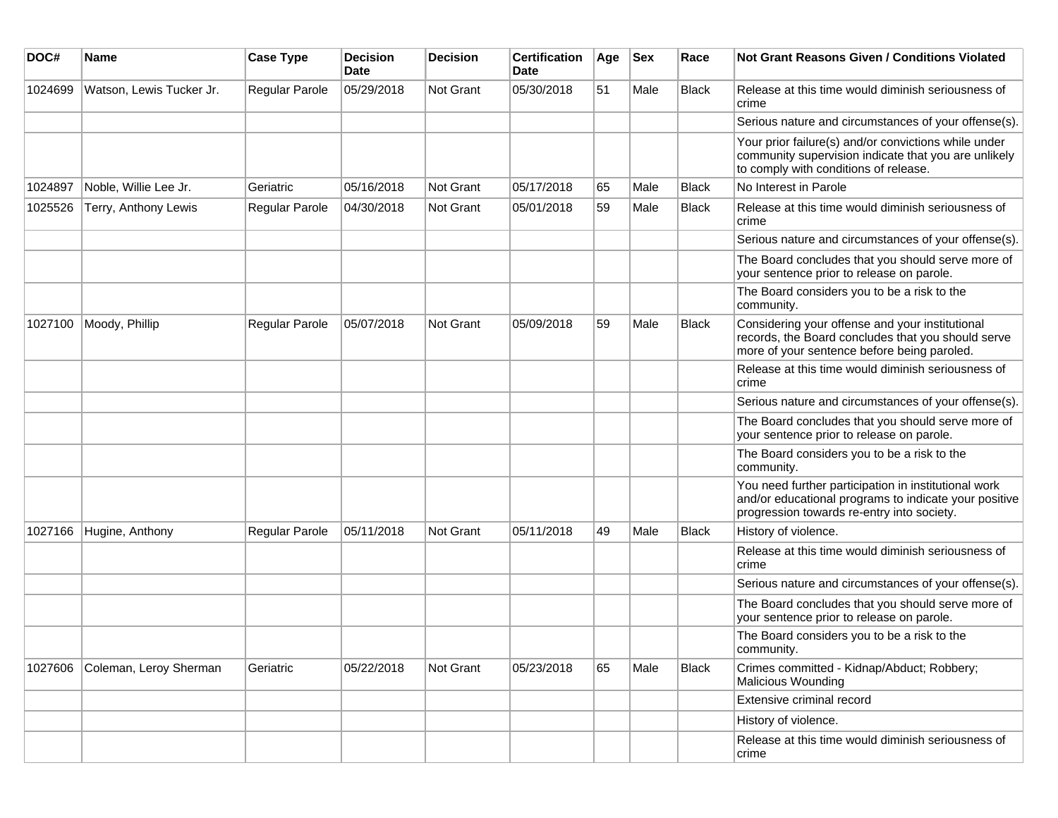| DOC# | Name | Case Type | Decision Date | Decision | Certification Date | Age | Sex | Race | Not Grant Reasons Given / Conditions Violated |
|---|---|---|---|---|---|---|---|---|---|
| 1024699 | Watson, Lewis Tucker Jr. | Regular Parole | 05/29/2018 | Not Grant | 05/30/2018 | 51 | Male | Black | Release at this time would diminish seriousness of crime |
| | | | | | | | | | Serious nature and circumstances of your offense(s). |
| | | | | | | | | | Your prior failure(s) and/or convictions while under community supervision indicate that you are unlikely to comply with conditions of release. |
| 1024897 | Noble, Willie Lee Jr. | Geriatric | 05/16/2018 | Not Grant | 05/17/2018 | 65 | Male | Black | No Interest in Parole |
| 1025526 | Terry, Anthony Lewis | Regular Parole | 04/30/2018 | Not Grant | 05/01/2018 | 59 | Male | Black | Release at this time would diminish seriousness of crime |
| | | | | | | | | | Serious nature and circumstances of your offense(s). |
| | | | | | | | | | The Board concludes that you should serve more of your sentence prior to release on parole. |
| | | | | | | | | | The Board considers you to be a risk to the community. |
| 1027100 | Moody, Phillip | Regular Parole | 05/07/2018 | Not Grant | 05/09/2018 | 59 | Male | Black | Considering your offense and your institutional records, the Board concludes that you should serve more of your sentence before being paroled. |
| | | | | | | | | | Release at this time would diminish seriousness of crime |
| | | | | | | | | | Serious nature and circumstances of your offense(s). |
| | | | | | | | | | The Board concludes that you should serve more of your sentence prior to release on parole. |
| | | | | | | | | | The Board considers you to be a risk to the community. |
| | | | | | | | | | You need further participation in institutional work and/or educational programs to indicate your positive progression towards re-entry into society. |
| 1027166 | Hugine, Anthony | Regular Parole | 05/11/2018 | Not Grant | 05/11/2018 | 49 | Male | Black | History of violence. |
| | | | | | | | | | Release at this time would diminish seriousness of crime |
| | | | | | | | | | Serious nature and circumstances of your offense(s). |
| | | | | | | | | | The Board concludes that you should serve more of your sentence prior to release on parole. |
| | | | | | | | | | The Board considers you to be a risk to the community. |
| 1027606 | Coleman, Leroy Sherman | Geriatric | 05/22/2018 | Not Grant | 05/23/2018 | 65 | Male | Black | Crimes committed - Kidnap/Abduct; Robbery; Malicious Wounding |
| | | | | | | | | | Extensive criminal record |
| | | | | | | | | | History of violence. |
| | | | | | | | | | Release at this time would diminish seriousness of crime |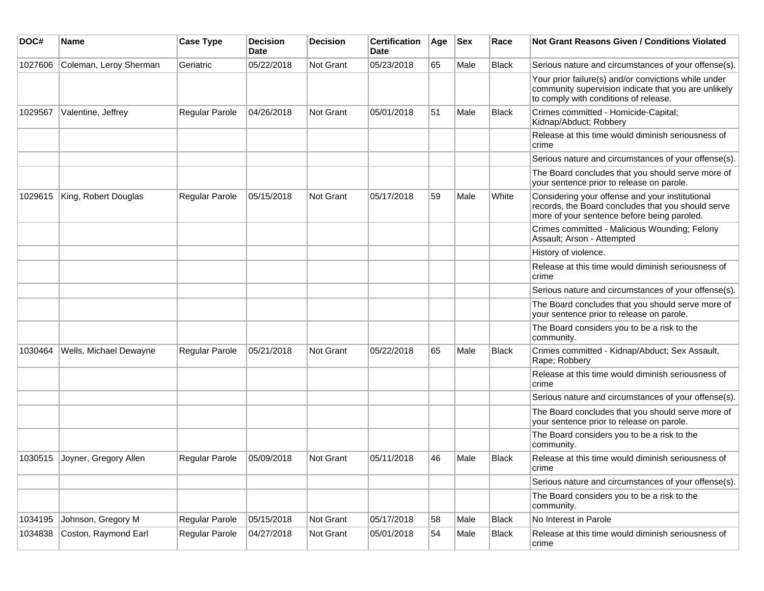| DOC# | Name | Case Type | Decision Date | Decision | Certification Date | Age | Sex | Race | Not Grant Reasons Given / Conditions Violated |
|---|---|---|---|---|---|---|---|---|---|
| 1027606 | Coleman, Leroy Sherman | Geriatric | 05/22/2018 | Not Grant | 05/23/2018 | 65 | Male | Black | Serious nature and circumstances of your offense(s). |
| | | | | | | | | | Your prior failure(s) and/or convictions while under community supervision indicate that you are unlikely to comply with conditions of release. |
| 1029567 | Valentine, Jeffrey | Regular Parole | 04/26/2018 | Not Grant | 05/01/2018 | 51 | Male | Black | Crimes committed - Homicide-Capital; Kidnap/Abduct; Robbery |
| | | | | | | | | | Release at this time would diminish seriousness of crime |
| | | | | | | | | | Serious nature and circumstances of your offense(s). |
| | | | | | | | | | The Board concludes that you should serve more of your sentence prior to release on parole. |
| 1029615 | King, Robert Douglas | Regular Parole | 05/15/2018 | Not Grant | 05/17/2018 | 59 | Male | White | Considering your offense and your institutional records, the Board concludes that you should serve more of your sentence before being paroled. |
| | | | | | | | | | Crimes committed - Malicious Wounding; Felony Assault; Arson - Attempted |
| | | | | | | | | | History of violence. |
| | | | | | | | | | Release at this time would diminish seriousness of crime |
| | | | | | | | | | Serious nature and circumstances of your offense(s). |
| | | | | | | | | | The Board concludes that you should serve more of your sentence prior to release on parole. |
| | | | | | | | | | The Board considers you to be a risk to the community. |
| 1030464 | Wells, Michael Dewayne | Regular Parole | 05/21/2018 | Not Grant | 05/22/2018 | 65 | Male | Black | Crimes committed - Kidnap/Abduct; Sex Assault, Rape; Robbery |
| | | | | | | | | | Release at this time would diminish seriousness of crime |
| | | | | | | | | | Serious nature and circumstances of your offense(s). |
| | | | | | | | | | The Board concludes that you should serve more of your sentence prior to release on parole. |
| | | | | | | | | | The Board considers you to be a risk to the community. |
| 1030515 | Joyner, Gregory Allen | Regular Parole | 05/09/2018 | Not Grant | 05/11/2018 | 46 | Male | Black | Release at this time would diminish seriousness of crime |
| | | | | | | | | | Serious nature and circumstances of your offense(s). |
| | | | | | | | | | The Board considers you to be a risk to the community. |
| 1034195 | Johnson, Gregory M | Regular Parole | 05/15/2018 | Not Grant | 05/17/2018 | 58 | Male | Black | No Interest in Parole |
| 1034838 | Coston, Raymond Earl | Regular Parole | 04/27/2018 | Not Grant | 05/01/2018 | 54 | Male | Black | Release at this time would diminish seriousness of crime |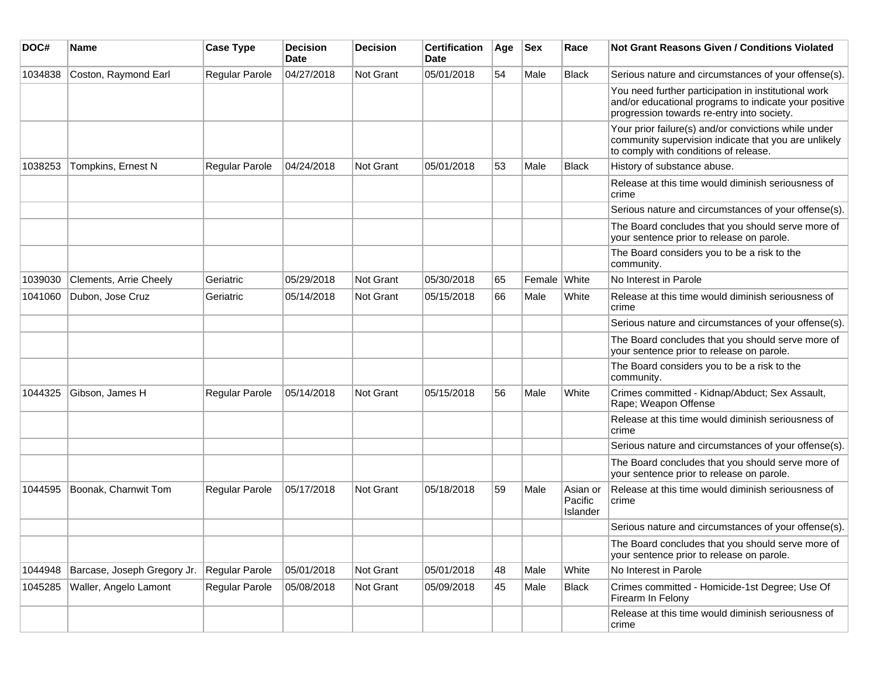| DOC# | Name | Case Type | Decision Date | Decision | Certification Date | Age | Sex | Race | Not Grant Reasons Given / Conditions Violated |
|---|---|---|---|---|---|---|---|---|---|
| 1034838 | Coston, Raymond Earl | Regular Parole | 04/27/2018 | Not Grant | 05/01/2018 | 54 | Male | Black | Serious nature and circumstances of your offense(s). |
| | | | | | | | | | You need further participation in institutional work and/or educational programs to indicate your positive progression towards re-entry into society. |
| | | | | | | | | | Your prior failure(s) and/or convictions while under community supervision indicate that you are unlikely to comply with conditions of release. |
| 1038253 | Tompkins, Ernest N | Regular Parole | 04/24/2018 | Not Grant | 05/01/2018 | 53 | Male | Black | History of substance abuse. |
| | | | | | | | | | Release at this time would diminish seriousness of crime |
| | | | | | | | | | Serious nature and circumstances of your offense(s). |
| | | | | | | | | | The Board concludes that you should serve more of your sentence prior to release on parole. |
| | | | | | | | | | The Board considers you to be a risk to the community. |
| 1039030 | Clements, Arrie Cheely | Geriatric | 05/29/2018 | Not Grant | 05/30/2018 | 65 | Female | White | No Interest in Parole |
| 1041060 | Dubon, Jose Cruz | Geriatric | 05/14/2018 | Not Grant | 05/15/2018 | 66 | Male | White | Release at this time would diminish seriousness of crime |
| | | | | | | | | | Serious nature and circumstances of your offense(s). |
| | | | | | | | | | The Board concludes that you should serve more of your sentence prior to release on parole. |
| | | | | | | | | | The Board considers you to be a risk to the community. |
| 1044325 | Gibson, James H | Regular Parole | 05/14/2018 | Not Grant | 05/15/2018 | 56 | Male | White | Crimes committed - Kidnap/Abduct; Sex Assault, Rape; Weapon Offense |
| | | | | | | | | | Release at this time would diminish seriousness of crime |
| | | | | | | | | | Serious nature and circumstances of your offense(s). |
| | | | | | | | | | The Board concludes that you should serve more of your sentence prior to release on parole. |
| 1044595 | Boonak, Charnwit Tom | Regular Parole | 05/17/2018 | Not Grant | 05/18/2018 | 59 | Male | Asian or Pacific Islander | Release at this time would diminish seriousness of crime |
| | | | | | | | | | Serious nature and circumstances of your offense(s). |
| | | | | | | | | | The Board concludes that you should serve more of your sentence prior to release on parole. |
| 1044948 | Barcase, Joseph Gregory Jr. | Regular Parole | 05/01/2018 | Not Grant | 05/01/2018 | 48 | Male | White | No Interest in Parole |
| 1045285 | Waller, Angelo Lamont | Regular Parole | 05/08/2018 | Not Grant | 05/09/2018 | 45 | Male | Black | Crimes committed - Homicide-1st Degree; Use Of Firearm In Felony |
| | | | | | | | | | Release at this time would diminish seriousness of crime |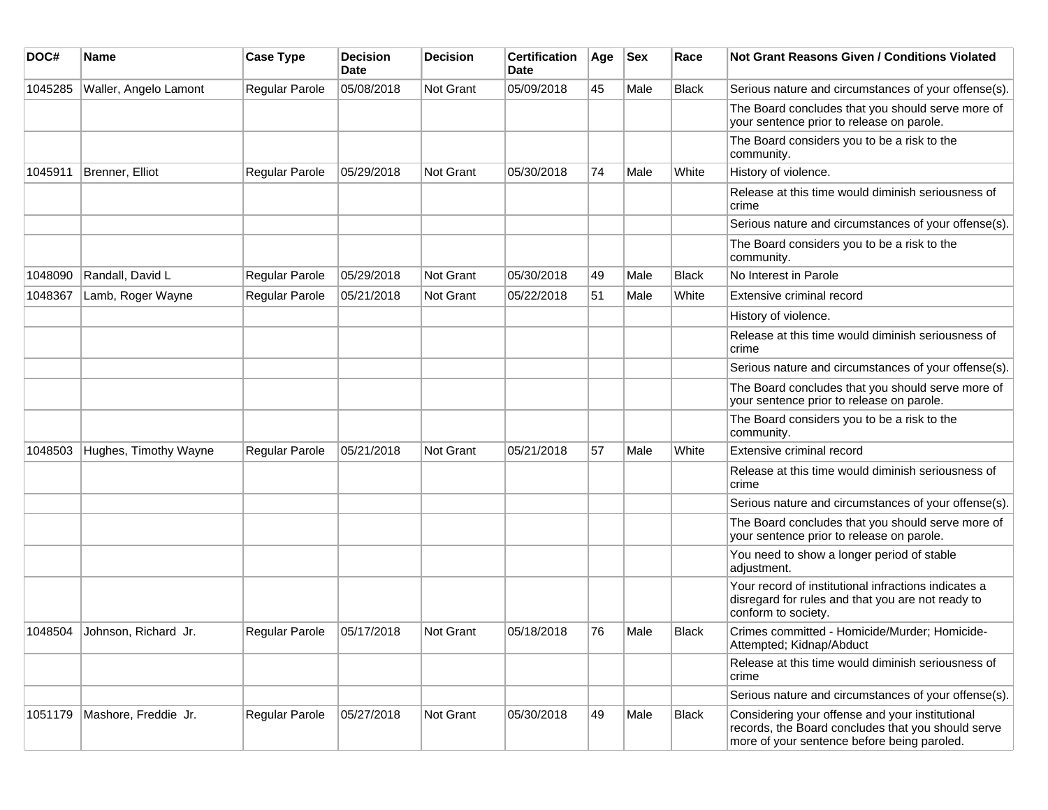| DOC# | Name | Case Type | Decision Date | Decision | Certification Date | Age | Sex | Race | Not Grant Reasons Given / Conditions Violated |
|---|---|---|---|---|---|---|---|---|---|
| 1045285 | Waller, Angelo Lamont | Regular Parole | 05/08/2018 | Not Grant | 05/09/2018 | 45 | Male | Black | Serious nature and circumstances of your offense(s). |
| | | | | | | | | | The Board concludes that you should serve more of your sentence prior to release on parole. |
| | | | | | | | | | The Board considers you to be a risk to the community. |
| 1045911 | Brenner, Elliot | Regular Parole | 05/29/2018 | Not Grant | 05/30/2018 | 74 | Male | White | History of violence. |
| | | | | | | | | | Release at this time would diminish seriousness of crime |
| | | | | | | | | | Serious nature and circumstances of your offense(s). |
| | | | | | | | | | The Board considers you to be a risk to the community. |
| 1048090 | Randall, David L | Regular Parole | 05/29/2018 | Not Grant | 05/30/2018 | 49 | Male | Black | No Interest in Parole |
| 1048367 | Lamb, Roger Wayne | Regular Parole | 05/21/2018 | Not Grant | 05/22/2018 | 51 | Male | White | Extensive criminal record |
| | | | | | | | | | History of violence. |
| | | | | | | | | | Release at this time would diminish seriousness of crime |
| | | | | | | | | | Serious nature and circumstances of your offense(s). |
| | | | | | | | | | The Board concludes that you should serve more of your sentence prior to release on parole. |
| | | | | | | | | | The Board considers you to be a risk to the community. |
| 1048503 | Hughes, Timothy Wayne | Regular Parole | 05/21/2018 | Not Grant | 05/21/2018 | 57 | Male | White | Extensive criminal record |
| | | | | | | | | | Release at this time would diminish seriousness of crime |
| | | | | | | | | | Serious nature and circumstances of your offense(s). |
| | | | | | | | | | The Board concludes that you should serve more of your sentence prior to release on parole. |
| | | | | | | | | | You need to show a longer period of stable adjustment. |
| | | | | | | | | | Your record of institutional infractions indicates a disregard for rules and that you are not ready to conform to society. |
| 1048504 | Johnson, Richard Jr. | Regular Parole | 05/17/2018 | Not Grant | 05/18/2018 | 76 | Male | Black | Crimes committed - Homicide/Murder; Homicide-Attempted; Kidnap/Abduct |
| | | | | | | | | | Release at this time would diminish seriousness of crime |
| | | | | | | | | | Serious nature and circumstances of your offense(s). |
| 1051179 | Mashore, Freddie Jr. | Regular Parole | 05/27/2018 | Not Grant | 05/30/2018 | 49 | Male | Black | Considering your offense and your institutional records, the Board concludes that you should serve more of your sentence before being paroled. |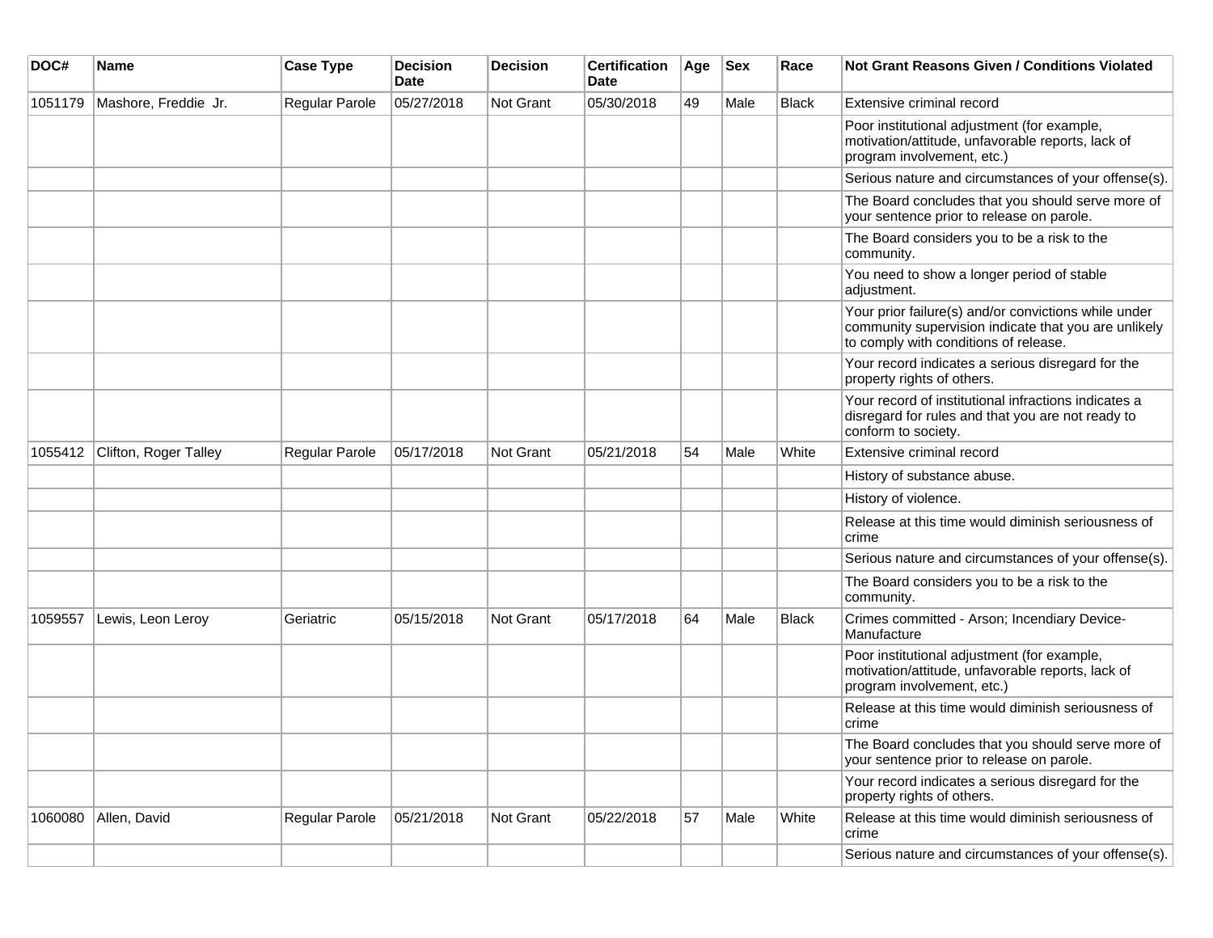| DOC# | Name | Case Type | Decision Date | Decision | Certification Date | Age | Sex | Race | Not Grant Reasons Given / Conditions Violated |
|---|---|---|---|---|---|---|---|---|---|
| 1051179 | Mashore, Freddie Jr. | Regular Parole | 05/27/2018 | Not Grant | 05/30/2018 | 49 | Male | Black | Extensive criminal record |
| | | | | | | | | | Poor institutional adjustment (for example, motivation/attitude, unfavorable reports, lack of program involvement, etc.) |
| | | | | | | | | | Serious nature and circumstances of your offense(s). |
| | | | | | | | | | The Board concludes that you should serve more of your sentence prior to release on parole. |
| | | | | | | | | | The Board considers you to be a risk to the community. |
| | | | | | | | | | You need to show a longer period of stable adjustment. |
| | | | | | | | | | Your prior failure(s) and/or convictions while under community supervision indicate that you are unlikely to comply with conditions of release. |
| | | | | | | | | | Your record indicates a serious disregard for the property rights of others. |
| | | | | | | | | | Your record of institutional infractions indicates a disregard for rules and that you are not ready to conform to society. |
| 1055412 | Clifton, Roger Talley | Regular Parole | 05/17/2018 | Not Grant | 05/21/2018 | 54 | Male | White | Extensive criminal record |
| | | | | | | | | | History of substance abuse. |
| | | | | | | | | | History of violence. |
| | | | | | | | | | Release at this time would diminish seriousness of crime |
| | | | | | | | | | Serious nature and circumstances of your offense(s). |
| | | | | | | | | | The Board considers you to be a risk to the community. |
| 1059557 | Lewis, Leon Leroy | Geriatric | 05/15/2018 | Not Grant | 05/17/2018 | 64 | Male | Black | Crimes committed - Arson; Incendiary Device-Manufacture |
| | | | | | | | | | Poor institutional adjustment (for example, motivation/attitude, unfavorable reports, lack of program involvement, etc.) |
| | | | | | | | | | Release at this time would diminish seriousness of crime |
| | | | | | | | | | The Board concludes that you should serve more of your sentence prior to release on parole. |
| | | | | | | | | | Your record indicates a serious disregard for the property rights of others. |
| 1060080 | Allen, David | Regular Parole | 05/21/2018 | Not Grant | 05/22/2018 | 57 | Male | White | Release at this time would diminish seriousness of crime |
| | | | | | | | | | Serious nature and circumstances of your offense(s). |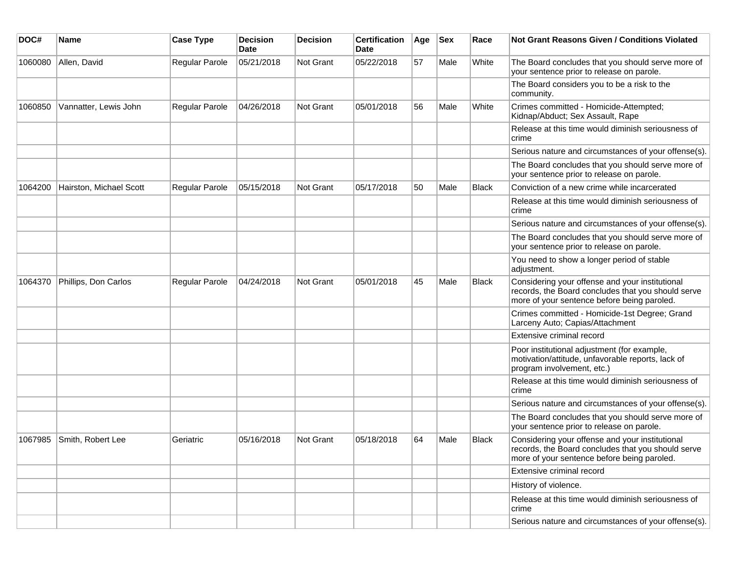| DOC# | Name | Case Type | Decision Date | Decision | Certification Date | Age | Sex | Race | Not Grant Reasons Given / Conditions Violated |
| --- | --- | --- | --- | --- | --- | --- | --- | --- | --- |
| 1060080 | Allen, David | Regular Parole | 05/21/2018 | Not Grant | 05/22/2018 | 57 | Male | White | The Board concludes that you should serve more of your sentence prior to release on parole. |
| | | | | | | | | | The Board considers you to be a risk to the community. |
| 1060850 | Vannatter, Lewis John | Regular Parole | 04/26/2018 | Not Grant | 05/01/2018 | 56 | Male | White | Crimes committed - Homicide-Attempted; Kidnap/Abduct; Sex Assault, Rape |
| | | | | | | | | | Release at this time would diminish seriousness of crime |
| | | | | | | | | | Serious nature and circumstances of your offense(s). |
| | | | | | | | | | The Board concludes that you should serve more of your sentence prior to release on parole. |
| 1064200 | Hairston, Michael Scott | Regular Parole | 05/15/2018 | Not Grant | 05/17/2018 | 50 | Male | Black | Conviction of a new crime while incarcerated |
| | | | | | | | | | Release at this time would diminish seriousness of crime |
| | | | | | | | | | Serious nature and circumstances of your offense(s). |
| | | | | | | | | | The Board concludes that you should serve more of your sentence prior to release on parole. |
| | | | | | | | | | You need to show a longer period of stable adjustment. |
| 1064370 | Phillips, Don Carlos | Regular Parole | 04/24/2018 | Not Grant | 05/01/2018 | 45 | Male | Black | Considering your offense and your institutional records, the Board concludes that you should serve more of your sentence before being paroled. |
| | | | | | | | | | Crimes committed - Homicide-1st Degree; Grand Larceny Auto; Capias/Attachment |
| | | | | | | | | | Extensive criminal record |
| | | | | | | | | | Poor institutional adjustment (for example, motivation/attitude, unfavorable reports, lack of program involvement, etc.) |
| | | | | | | | | | Release at this time would diminish seriousness of crime |
| | | | | | | | | | Serious nature and circumstances of your offense(s). |
| | | | | | | | | | The Board concludes that you should serve more of your sentence prior to release on parole. |
| 1067985 | Smith, Robert Lee | Geriatric | 05/16/2018 | Not Grant | 05/18/2018 | 64 | Male | Black | Considering your offense and your institutional records, the Board concludes that you should serve more of your sentence before being paroled. |
| | | | | | | | | | Extensive criminal record |
| | | | | | | | | | History of violence. |
| | | | | | | | | | Release at this time would diminish seriousness of crime |
| | | | | | | | | | Serious nature and circumstances of your offense(s). |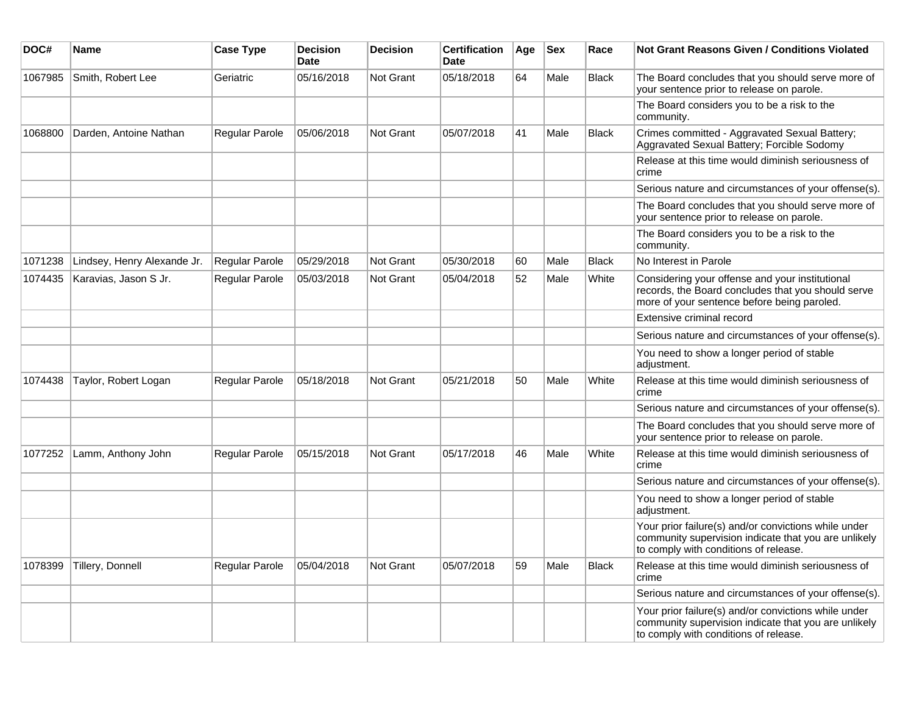| DOC# | Name | Case Type | Decision Date | Decision | Certification Date | Age | Sex | Race | Not Grant Reasons Given / Conditions Violated |
|---|---|---|---|---|---|---|---|---|---|
| 1067985 | Smith, Robert Lee | Geriatric | 05/16/2018 | Not Grant | 05/18/2018 | 64 | Male | Black | The Board concludes that you should serve more of your sentence prior to release on parole. |
| | | | | | | | | | The Board considers you to be a risk to the community. |
| 1068800 | Darden, Antoine Nathan | Regular Parole | 05/06/2018 | Not Grant | 05/07/2018 | 41 | Male | Black | Crimes committed - Aggravated Sexual Battery; Aggravated Sexual Battery; Forcible Sodomy |
| | | | | | | | | | Release at this time would diminish seriousness of crime |
| | | | | | | | | | Serious nature and circumstances of your offense(s). |
| | | | | | | | | | The Board concludes that you should serve more of your sentence prior to release on parole. |
| | | | | | | | | | The Board considers you to be a risk to the community. |
| 1071238 | Lindsey, Henry Alexande Jr. | Regular Parole | 05/29/2018 | Not Grant | 05/30/2018 | 60 | Male | Black | No Interest in Parole |
| 1074435 | Karavias, Jason S Jr. | Regular Parole | 05/03/2018 | Not Grant | 05/04/2018 | 52 | Male | White | Considering your offense and your institutional records, the Board concludes that you should serve more of your sentence before being paroled. |
| | | | | | | | | | Extensive criminal record |
| | | | | | | | | | Serious nature and circumstances of your offense(s). |
| | | | | | | | | | You need to show a longer period of stable adjustment. |
| 1074438 | Taylor, Robert Logan | Regular Parole | 05/18/2018 | Not Grant | 05/21/2018 | 50 | Male | White | Release at this time would diminish seriousness of crime |
| | | | | | | | | | Serious nature and circumstances of your offense(s). |
| | | | | | | | | | The Board concludes that you should serve more of your sentence prior to release on parole. |
| 1077252 | Lamm, Anthony John | Regular Parole | 05/15/2018 | Not Grant | 05/17/2018 | 46 | Male | White | Release at this time would diminish seriousness of crime |
| | | | | | | | | | Serious nature and circumstances of your offense(s). |
| | | | | | | | | | You need to show a longer period of stable adjustment. |
| | | | | | | | | | Your prior failure(s) and/or convictions while under community supervision indicate that you are unlikely to comply with conditions of release. |
| 1078399 | Tillery, Donnell | Regular Parole | 05/04/2018 | Not Grant | 05/07/2018 | 59 | Male | Black | Release at this time would diminish seriousness of crime |
| | | | | | | | | | Serious nature and circumstances of your offense(s). |
| | | | | | | | | | Your prior failure(s) and/or convictions while under community supervision indicate that you are unlikely to comply with conditions of release. |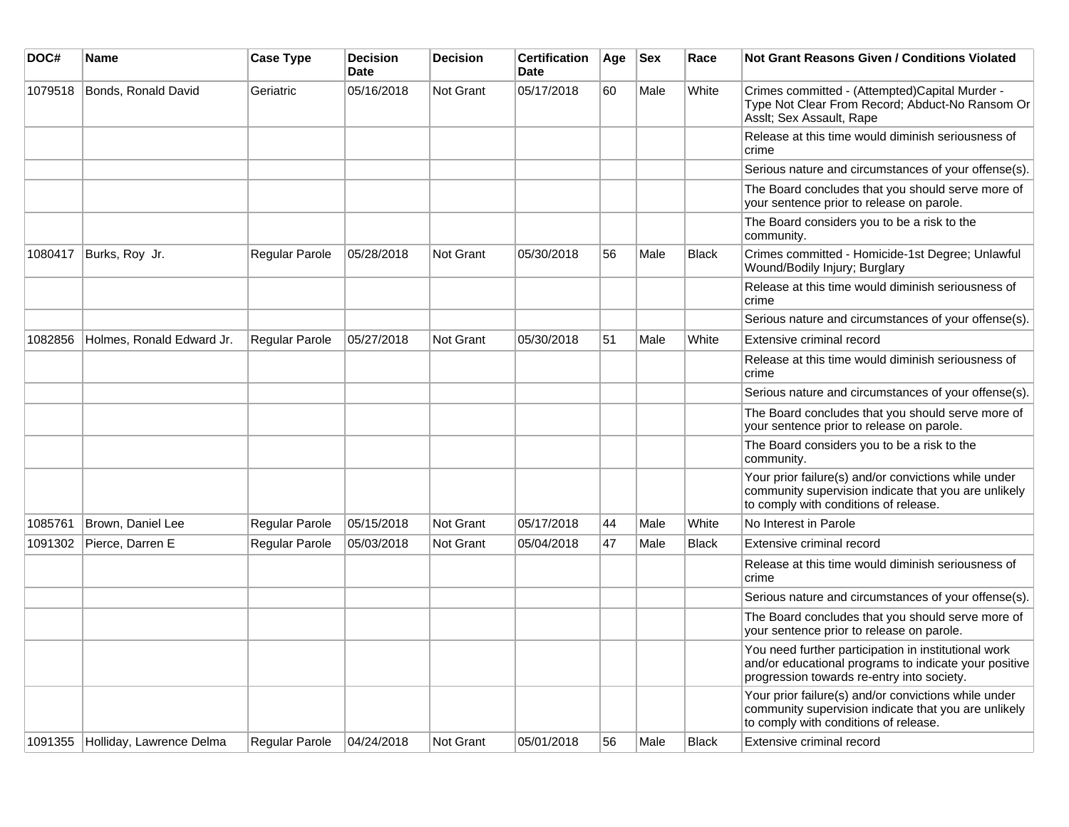| DOC# | Name | Case Type | Decision Date | Decision | Certification Date | Age | Sex | Race | Not Grant Reasons Given / Conditions Violated |
|---|---|---|---|---|---|---|---|---|---|
| 1079518 | Bonds, Ronald David | Geriatric | 05/16/2018 | Not Grant | 05/17/2018 | 60 | Male | White | Crimes committed - (Attempted)Capital Murder - Type Not Clear From Record; Abduct-No Ransom Or Asslt; Sex Assault, Rape |
| | | | | | | | | | Release at this time would diminish seriousness of crime |
| | | | | | | | | | Serious nature and circumstances of your offense(s). |
| | | | | | | | | | The Board concludes that you should serve more of your sentence prior to release on parole. |
| | | | | | | | | | The Board considers you to be a risk to the community. |
| 1080417 | Burks, Roy Jr. | Regular Parole | 05/28/2018 | Not Grant | 05/30/2018 | 56 | Male | Black | Crimes committed - Homicide-1st Degree; Unlawful Wound/Bodily Injury; Burglary |
| | | | | | | | | | Release at this time would diminish seriousness of crime |
| | | | | | | | | | Serious nature and circumstances of your offense(s). |
| 1082856 | Holmes, Ronald Edward Jr. | Regular Parole | 05/27/2018 | Not Grant | 05/30/2018 | 51 | Male | White | Extensive criminal record |
| | | | | | | | | | Release at this time would diminish seriousness of crime |
| | | | | | | | | | Serious nature and circumstances of your offense(s). |
| | | | | | | | | | The Board concludes that you should serve more of your sentence prior to release on parole. |
| | | | | | | | | | The Board considers you to be a risk to the community. |
| | | | | | | | | | Your prior failure(s) and/or convictions while under community supervision indicate that you are unlikely to comply with conditions of release. |
| 1085761 | Brown, Daniel Lee | Regular Parole | 05/15/2018 | Not Grant | 05/17/2018 | 44 | Male | White | No Interest in Parole |
| 1091302 | Pierce, Darren E | Regular Parole | 05/03/2018 | Not Grant | 05/04/2018 | 47 | Male | Black | Extensive criminal record |
| | | | | | | | | | Release at this time would diminish seriousness of crime |
| | | | | | | | | | Serious nature and circumstances of your offense(s). |
| | | | | | | | | | The Board concludes that you should serve more of your sentence prior to release on parole. |
| | | | | | | | | | You need further participation in institutional work and/or educational programs to indicate your positive progression towards re-entry into society. |
| | | | | | | | | | Your prior failure(s) and/or convictions while under community supervision indicate that you are unlikely to comply with conditions of release. |
| 1091355 | Holliday, Lawrence Delma | Regular Parole | 04/24/2018 | Not Grant | 05/01/2018 | 56 | Male | Black | Extensive criminal record |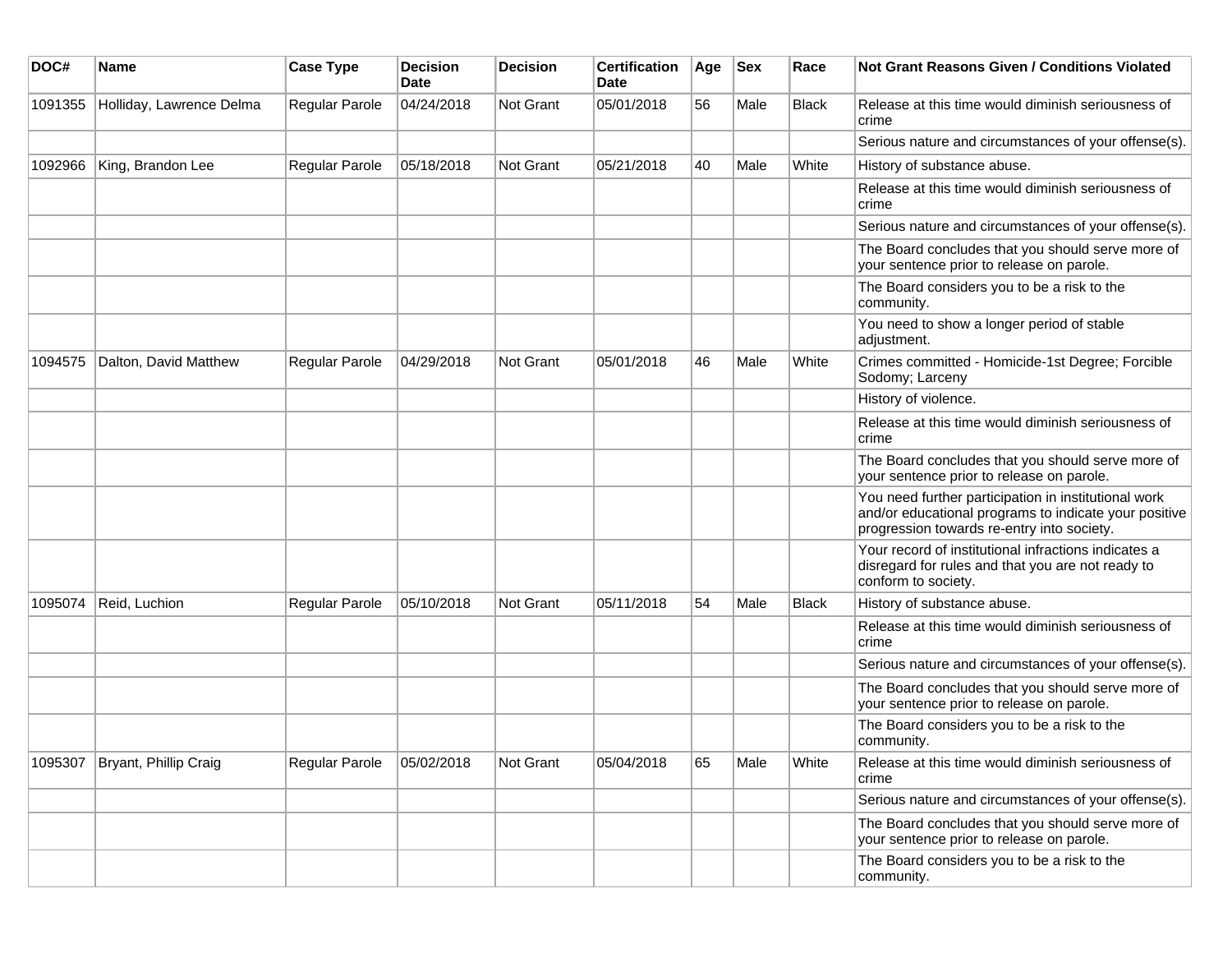| DOC# | Name | Case Type | Decision Date | Decision | Certification Date | Age | Sex | Race | Not Grant Reasons Given / Conditions Violated |
|---|---|---|---|---|---|---|---|---|---|
| 1091355 | Holliday, Lawrence Delma | Regular Parole | 04/24/2018 | Not Grant | 05/01/2018 | 56 | Male | Black | Release at this time would diminish seriousness of crime |
| | | | | | | | | | Serious nature and circumstances of your offense(s). |
| 1092966 | King, Brandon Lee | Regular Parole | 05/18/2018 | Not Grant | 05/21/2018 | 40 | Male | White | History of substance abuse. |
| | | | | | | | | | Release at this time would diminish seriousness of crime |
| | | | | | | | | | Serious nature and circumstances of your offense(s). |
| | | | | | | | | | The Board concludes that you should serve more of your sentence prior to release on parole. |
| | | | | | | | | | The Board considers you to be a risk to the community. |
| | | | | | | | | | You need to show a longer period of stable adjustment. |
| 1094575 | Dalton, David Matthew | Regular Parole | 04/29/2018 | Not Grant | 05/01/2018 | 46 | Male | White | Crimes committed - Homicide-1st Degree; Forcible Sodomy; Larceny |
| | | | | | | | | | History of violence. |
| | | | | | | | | | Release at this time would diminish seriousness of crime |
| | | | | | | | | | The Board concludes that you should serve more of your sentence prior to release on parole. |
| | | | | | | | | | You need further participation in institutional work and/or educational programs to indicate your positive progression towards re-entry into society. |
| | | | | | | | | | Your record of institutional infractions indicates a disregard for rules and that you are not ready to conform to society. |
| 1095074 | Reid, Luchion | Regular Parole | 05/10/2018 | Not Grant | 05/11/2018 | 54 | Male | Black | History of substance abuse. |
| | | | | | | | | | Release at this time would diminish seriousness of crime |
| | | | | | | | | | Serious nature and circumstances of your offense(s). |
| | | | | | | | | | The Board concludes that you should serve more of your sentence prior to release on parole. |
| | | | | | | | | | The Board considers you to be a risk to the community. |
| 1095307 | Bryant, Phillip Craig | Regular Parole | 05/02/2018 | Not Grant | 05/04/2018 | 65 | Male | White | Release at this time would diminish seriousness of crime |
| | | | | | | | | | Serious nature and circumstances of your offense(s). |
| | | | | | | | | | The Board concludes that you should serve more of your sentence prior to release on parole. |
| | | | | | | | | | The Board considers you to be a risk to the community. |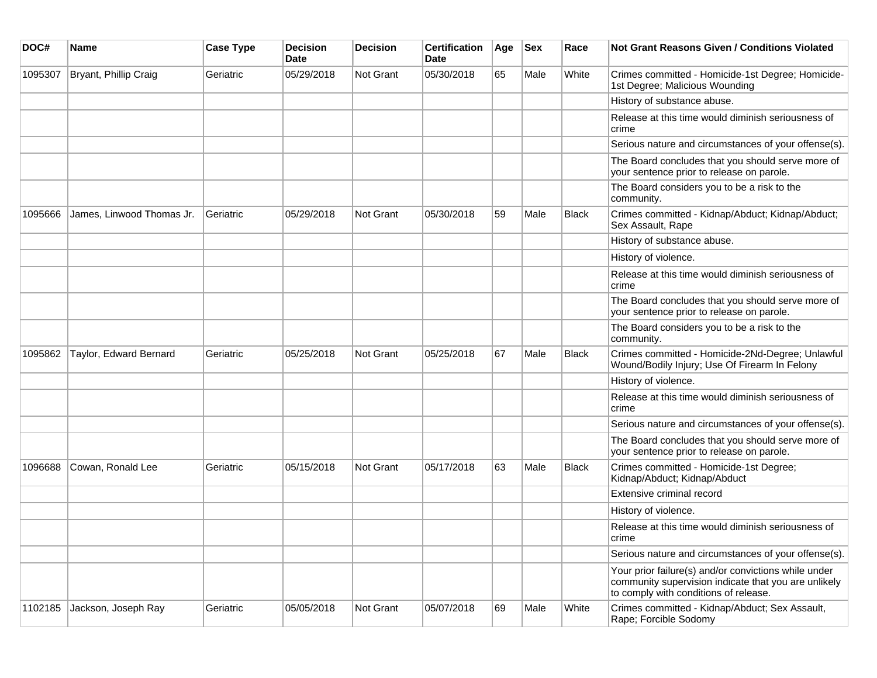| DOC# | Name | Case Type | Decision Date | Decision | Certification Date | Age | Sex | Race | Not Grant Reasons Given / Conditions Violated |
|---|---|---|---|---|---|---|---|---|---|
| 1095307 | Bryant, Phillip Craig | Geriatric | 05/29/2018 | Not Grant | 05/30/2018 | 65 | Male | White | Crimes committed - Homicide-1st Degree; Homicide-1st Degree; Malicious Wounding |
| | | | | | | | | | History of substance abuse. |
| | | | | | | | | | Release at this time would diminish seriousness of crime |
| | | | | | | | | | Serious nature and circumstances of your offense(s). |
| | | | | | | | | | The Board concludes that you should serve more of your sentence prior to release on parole. |
| | | | | | | | | | The Board considers you to be a risk to the community. |
| 1095666 | James, Linwood Thomas Jr. | Geriatric | 05/29/2018 | Not Grant | 05/30/2018 | 59 | Male | Black | Crimes committed - Kidnap/Abduct; Kidnap/Abduct; Sex Assault, Rape |
| | | | | | | | | | History of substance abuse. |
| | | | | | | | | | History of violence. |
| | | | | | | | | | Release at this time would diminish seriousness of crime |
| | | | | | | | | | The Board concludes that you should serve more of your sentence prior to release on parole. |
| | | | | | | | | | The Board considers you to be a risk to the community. |
| 1095862 | Taylor, Edward Bernard | Geriatric | 05/25/2018 | Not Grant | 05/25/2018 | 67 | Male | Black | Crimes committed - Homicide-2Nd-Degree; Unlawful Wound/Bodily Injury; Use Of Firearm In Felony |
| | | | | | | | | | History of violence. |
| | | | | | | | | | Release at this time would diminish seriousness of crime |
| | | | | | | | | | Serious nature and circumstances of your offense(s). |
| | | | | | | | | | The Board concludes that you should serve more of your sentence prior to release on parole. |
| 1096688 | Cowan, Ronald Lee | Geriatric | 05/15/2018 | Not Grant | 05/17/2018 | 63 | Male | Black | Crimes committed - Homicide-1st Degree; Kidnap/Abduct; Kidnap/Abduct |
| | | | | | | | | | Extensive criminal record |
| | | | | | | | | | History of violence. |
| | | | | | | | | | Release at this time would diminish seriousness of crime |
| | | | | | | | | | Serious nature and circumstances of your offense(s). |
| | | | | | | | | | Your prior failure(s) and/or convictions while under community supervision indicate that you are unlikely to comply with conditions of release. |
| 1102185 | Jackson, Joseph Ray | Geriatric | 05/05/2018 | Not Grant | 05/07/2018 | 69 | Male | White | Crimes committed - Kidnap/Abduct; Sex Assault, Rape; Forcible Sodomy |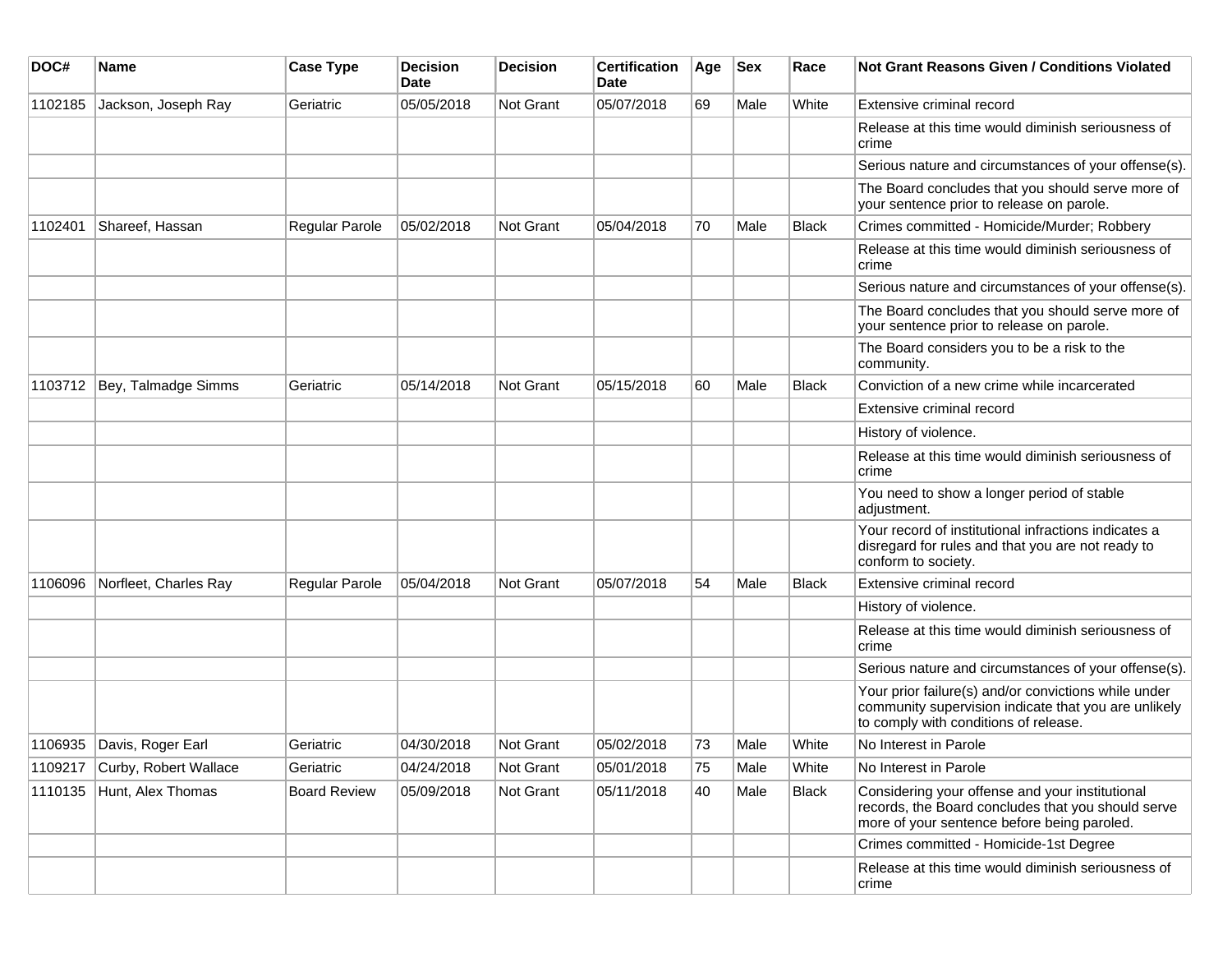| DOC# | Name | Case Type | Decision Date | Decision | Certification Date | Age | Sex | Race | Not Grant Reasons Given / Conditions Violated |
|---|---|---|---|---|---|---|---|---|---|
| 1102185 | Jackson, Joseph Ray | Geriatric | 05/05/2018 | Not Grant | 05/07/2018 | 69 | Male | White | Extensive criminal record |
| | | | | | | | | | Release at this time would diminish seriousness of crime |
| | | | | | | | | | Serious nature and circumstances of your offense(s). |
| | | | | | | | | | The Board concludes that you should serve more of your sentence prior to release on parole. |
| 1102401 | Shareef, Hassan | Regular Parole | 05/02/2018 | Not Grant | 05/04/2018 | 70 | Male | Black | Crimes committed - Homicide/Murder; Robbery |
| | | | | | | | | | Release at this time would diminish seriousness of crime |
| | | | | | | | | | Serious nature and circumstances of your offense(s). |
| | | | | | | | | | The Board concludes that you should serve more of your sentence prior to release on parole. |
| | | | | | | | | | The Board considers you to be a risk to the community. |
| 1103712 | Bey, Talmadge Simms | Geriatric | 05/14/2018 | Not Grant | 05/15/2018 | 60 | Male | Black | Conviction of a new crime while incarcerated |
| | | | | | | | | | Extensive criminal record |
| | | | | | | | | | History of violence. |
| | | | | | | | | | Release at this time would diminish seriousness of crime |
| | | | | | | | | | You need to show a longer period of stable adjustment. |
| | | | | | | | | | Your record of institutional infractions indicates a disregard for rules and that you are not ready to conform to society. |
| 1106096 | Norfleet, Charles Ray | Regular Parole | 05/04/2018 | Not Grant | 05/07/2018 | 54 | Male | Black | Extensive criminal record |
| | | | | | | | | | History of violence. |
| | | | | | | | | | Release at this time would diminish seriousness of crime |
| | | | | | | | | | Serious nature and circumstances of your offense(s). |
| | | | | | | | | | Your prior failure(s) and/or convictions while under community supervision indicate that you are unlikely to comply with conditions of release. |
| 1106935 | Davis, Roger Earl | Geriatric | 04/30/2018 | Not Grant | 05/02/2018 | 73 | Male | White | No Interest in Parole |
| 1109217 | Curby, Robert Wallace | Geriatric | 04/24/2018 | Not Grant | 05/01/2018 | 75 | Male | White | No Interest in Parole |
| 1110135 | Hunt, Alex Thomas | Board Review | 05/09/2018 | Not Grant | 05/11/2018 | 40 | Male | Black | Considering your offense and your institutional records, the Board concludes that you should serve more of your sentence before being paroled. |
| | | | | | | | | | Crimes committed - Homicide-1st Degree |
| | | | | | | | | | Release at this time would diminish seriousness of crime |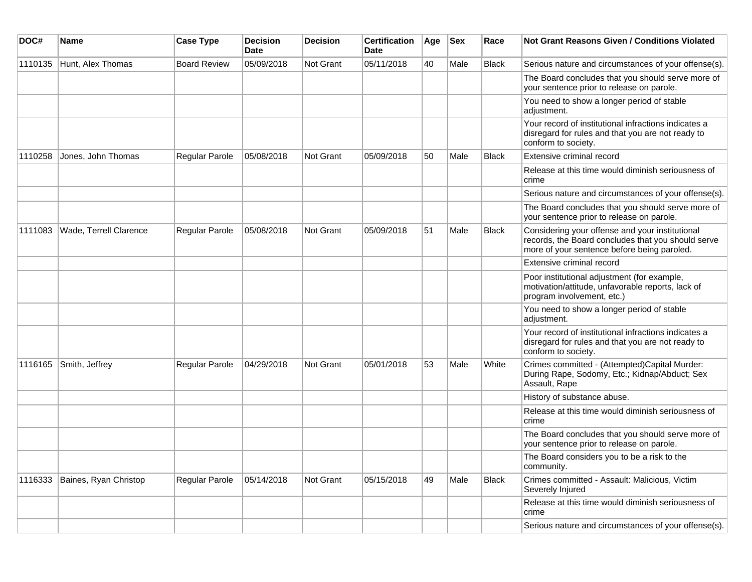| DOC# | Name | Case Type | Decision Date | Decision | Certification Date | Age | Sex | Race | Not Grant Reasons Given / Conditions Violated |
| --- | --- | --- | --- | --- | --- | --- | --- | --- | --- |
| 1110135 | Hunt, Alex Thomas | Board Review | 05/09/2018 | Not Grant | 05/11/2018 | 40 | Male | Black | Serious nature and circumstances of your offense(s). |
| | | | | | | | | | The Board concludes that you should serve more of your sentence prior to release on parole. |
| | | | | | | | | | You need to show a longer period of stable adjustment. |
| | | | | | | | | | Your record of institutional infractions indicates a disregard for rules and that you are not ready to conform to society. |
| 1110258 | Jones, John Thomas | Regular Parole | 05/08/2018 | Not Grant | 05/09/2018 | 50 | Male | Black | Extensive criminal record |
| | | | | | | | | | Release at this time would diminish seriousness of crime |
| | | | | | | | | | Serious nature and circumstances of your offense(s). |
| | | | | | | | | | The Board concludes that you should serve more of your sentence prior to release on parole. |
| 1111083 | Wade, Terrell Clarence | Regular Parole | 05/08/2018 | Not Grant | 05/09/2018 | 51 | Male | Black | Considering your offense and your institutional records, the Board concludes that you should serve more of your sentence before being paroled. |
| | | | | | | | | | Extensive criminal record |
| | | | | | | | | | Poor institutional adjustment (for example, motivation/attitude, unfavorable reports, lack of program involvement, etc.) |
| | | | | | | | | | You need to show a longer period of stable adjustment. |
| | | | | | | | | | Your record of institutional infractions indicates a disregard for rules and that you are not ready to conform to society. |
| 1116165 | Smith, Jeffrey | Regular Parole | 04/29/2018 | Not Grant | 05/01/2018 | 53 | Male | White | Crimes committed - (Attempted)Capital Murder: During Rape, Sodomy, Etc.; Kidnap/Abduct; Sex Assault, Rape |
| | | | | | | | | | History of substance abuse. |
| | | | | | | | | | Release at this time would diminish seriousness of crime |
| | | | | | | | | | The Board concludes that you should serve more of your sentence prior to release on parole. |
| | | | | | | | | | The Board considers you to be a risk to the community. |
| 1116333 | Baines, Ryan Christop | Regular Parole | 05/14/2018 | Not Grant | 05/15/2018 | 49 | Male | Black | Crimes committed - Assault: Malicious, Victim Severely Injured |
| | | | | | | | | | Release at this time would diminish seriousness of crime |
| | | | | | | | | | Serious nature and circumstances of your offense(s). |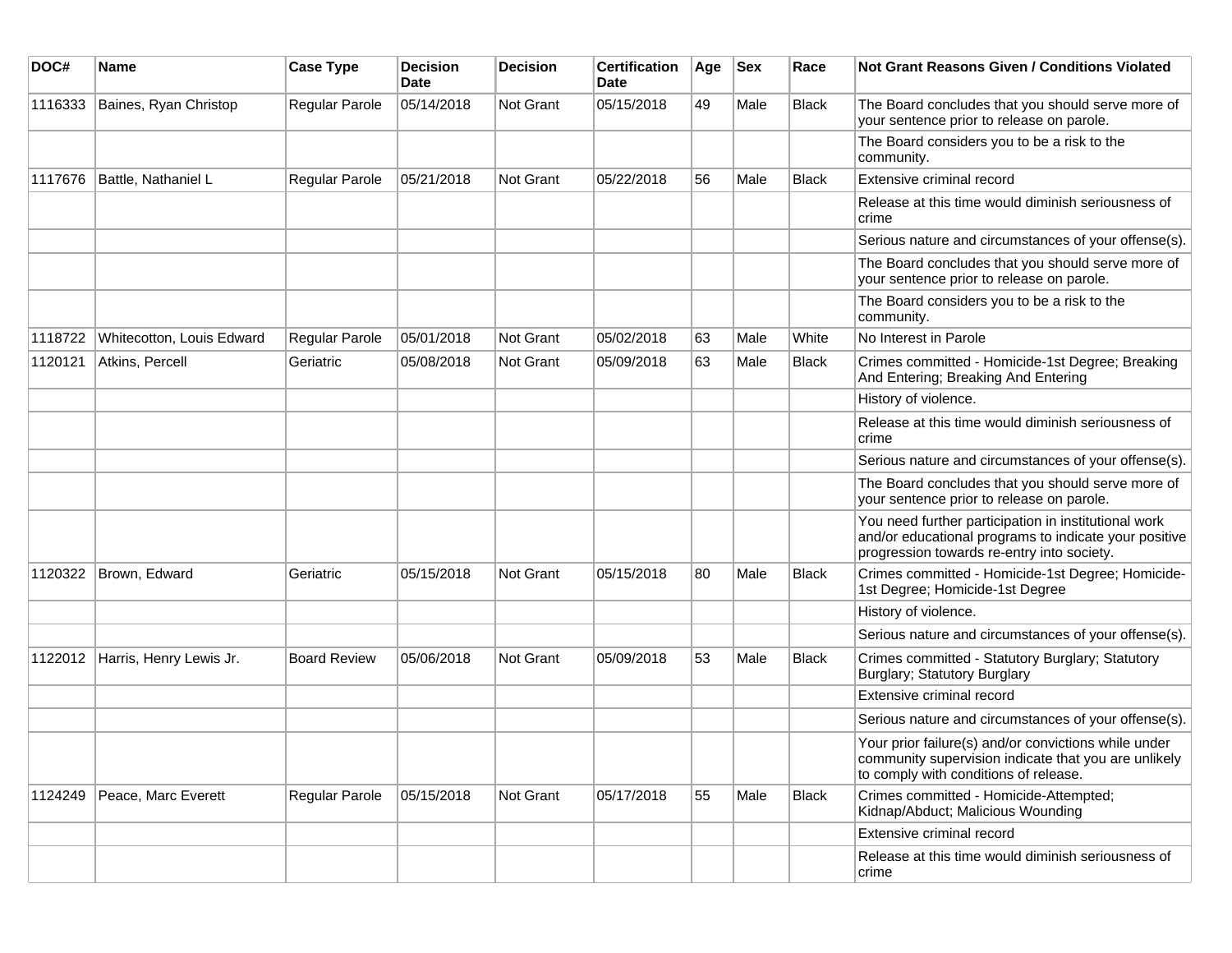| DOC# | Name | Case Type | Decision Date | Decision | Certification Date | Age | Sex | Race | Not Grant Reasons Given / Conditions Violated |
|---|---|---|---|---|---|---|---|---|---|
| 1116333 | Baines, Ryan Christop | Regular Parole | 05/14/2018 | Not Grant | 05/15/2018 | 49 | Male | Black | The Board concludes that you should serve more of your sentence prior to release on parole. |
| | | | | | | | | | The Board considers you to be a risk to the community. |
| 1117676 | Battle, Nathaniel L | Regular Parole | 05/21/2018 | Not Grant | 05/22/2018 | 56 | Male | Black | Extensive criminal record |
| | | | | | | | | | Release at this time would diminish seriousness of crime |
| | | | | | | | | | Serious nature and circumstances of your offense(s). |
| | | | | | | | | | The Board concludes that you should serve more of your sentence prior to release on parole. |
| | | | | | | | | | The Board considers you to be a risk to the community. |
| 1118722 | Whitecotton, Louis Edward | Regular Parole | 05/01/2018 | Not Grant | 05/02/2018 | 63 | Male | White | No Interest in Parole |
| 1120121 | Atkins, Percell | Geriatric | 05/08/2018 | Not Grant | 05/09/2018 | 63 | Male | Black | Crimes committed - Homicide-1st Degree; Breaking And Entering; Breaking And Entering |
| | | | | | | | | | History of violence. |
| | | | | | | | | | Release at this time would diminish seriousness of crime |
| | | | | | | | | | Serious nature and circumstances of your offense(s). |
| | | | | | | | | | The Board concludes that you should serve more of your sentence prior to release on parole. |
| | | | | | | | | | You need further participation in institutional work and/or educational programs to indicate your positive progression towards re-entry into society. |
| 1120322 | Brown, Edward | Geriatric | 05/15/2018 | Not Grant | 05/15/2018 | 80 | Male | Black | Crimes committed - Homicide-1st Degree; Homicide-1st Degree; Homicide-1st Degree |
| | | | | | | | | | History of violence. |
| | | | | | | | | | Serious nature and circumstances of your offense(s). |
| 1122012 | Harris, Henry Lewis Jr. | Board Review | 05/06/2018 | Not Grant | 05/09/2018 | 53 | Male | Black | Crimes committed - Statutory Burglary; Statutory Burglary; Statutory Burglary |
| | | | | | | | | | Extensive criminal record |
| | | | | | | | | | Serious nature and circumstances of your offense(s). |
| | | | | | | | | | Your prior failure(s) and/or convictions while under community supervision indicate that you are unlikely to comply with conditions of release. |
| 1124249 | Peace, Marc Everett | Regular Parole | 05/15/2018 | Not Grant | 05/17/2018 | 55 | Male | Black | Crimes committed - Homicide-Attempted; Kidnap/Abduct; Malicious Wounding |
| | | | | | | | | | Extensive criminal record |
| | | | | | | | | | Release at this time would diminish seriousness of crime |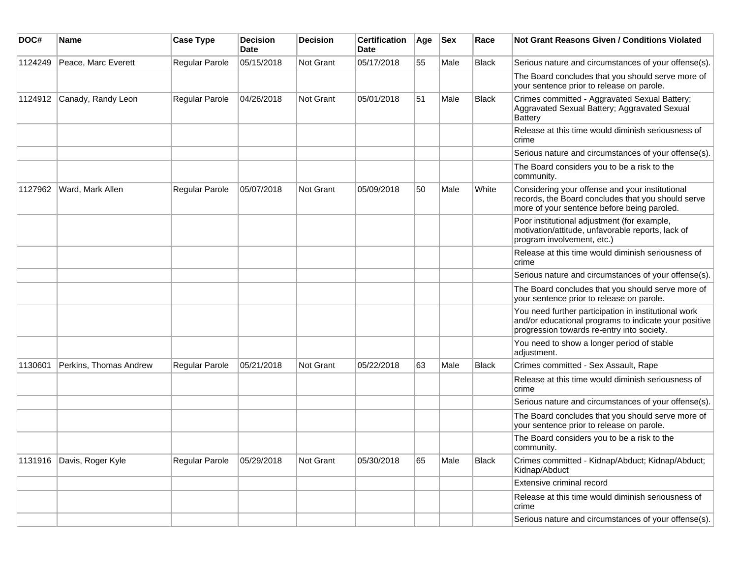| DOC# | Name | Case Type | Decision Date | Decision | Certification Date | Age | Sex | Race | Not Grant Reasons Given / Conditions Violated |
|---|---|---|---|---|---|---|---|---|---|
| 1124249 | Peace, Marc Everett | Regular Parole | 05/15/2018 | Not Grant | 05/17/2018 | 55 | Male | Black | Serious nature and circumstances of your offense(s). |
| | | | | | | | | | The Board concludes that you should serve more of your sentence prior to release on parole. |
| 1124912 | Canady, Randy Leon | Regular Parole | 04/26/2018 | Not Grant | 05/01/2018 | 51 | Male | Black | Crimes committed - Aggravated Sexual Battery; Aggravated Sexual Battery; Aggravated Sexual Battery |
| | | | | | | | | | Release at this time would diminish seriousness of crime |
| | | | | | | | | | Serious nature and circumstances of your offense(s). |
| | | | | | | | | | The Board considers you to be a risk to the community. |
| 1127962 | Ward, Mark Allen | Regular Parole | 05/07/2018 | Not Grant | 05/09/2018 | 50 | Male | White | Considering your offense and your institutional records, the Board concludes that you should serve more of your sentence before being paroled. |
| | | | | | | | | | Poor institutional adjustment (for example, motivation/attitude, unfavorable reports, lack of program involvement, etc.) |
| | | | | | | | | | Release at this time would diminish seriousness of crime |
| | | | | | | | | | Serious nature and circumstances of your offense(s). |
| | | | | | | | | | The Board concludes that you should serve more of your sentence prior to release on parole. |
| | | | | | | | | | You need further participation in institutional work and/or educational programs to indicate your positive progression towards re-entry into society. |
| | | | | | | | | | You need to show a longer period of stable adjustment. |
| 1130601 | Perkins, Thomas Andrew | Regular Parole | 05/21/2018 | Not Grant | 05/22/2018 | 63 | Male | Black | Crimes committed - Sex Assault, Rape |
| | | | | | | | | | Release at this time would diminish seriousness of crime |
| | | | | | | | | | Serious nature and circumstances of your offense(s). |
| | | | | | | | | | The Board concludes that you should serve more of your sentence prior to release on parole. |
| | | | | | | | | | The Board considers you to be a risk to the community. |
| 1131916 | Davis, Roger Kyle | Regular Parole | 05/29/2018 | Not Grant | 05/30/2018 | 65 | Male | Black | Crimes committed - Kidnap/Abduct; Kidnap/Abduct; Kidnap/Abduct |
| | | | | | | | | | Extensive criminal record |
| | | | | | | | | | Release at this time would diminish seriousness of crime |
| | | | | | | | | | Serious nature and circumstances of your offense(s). |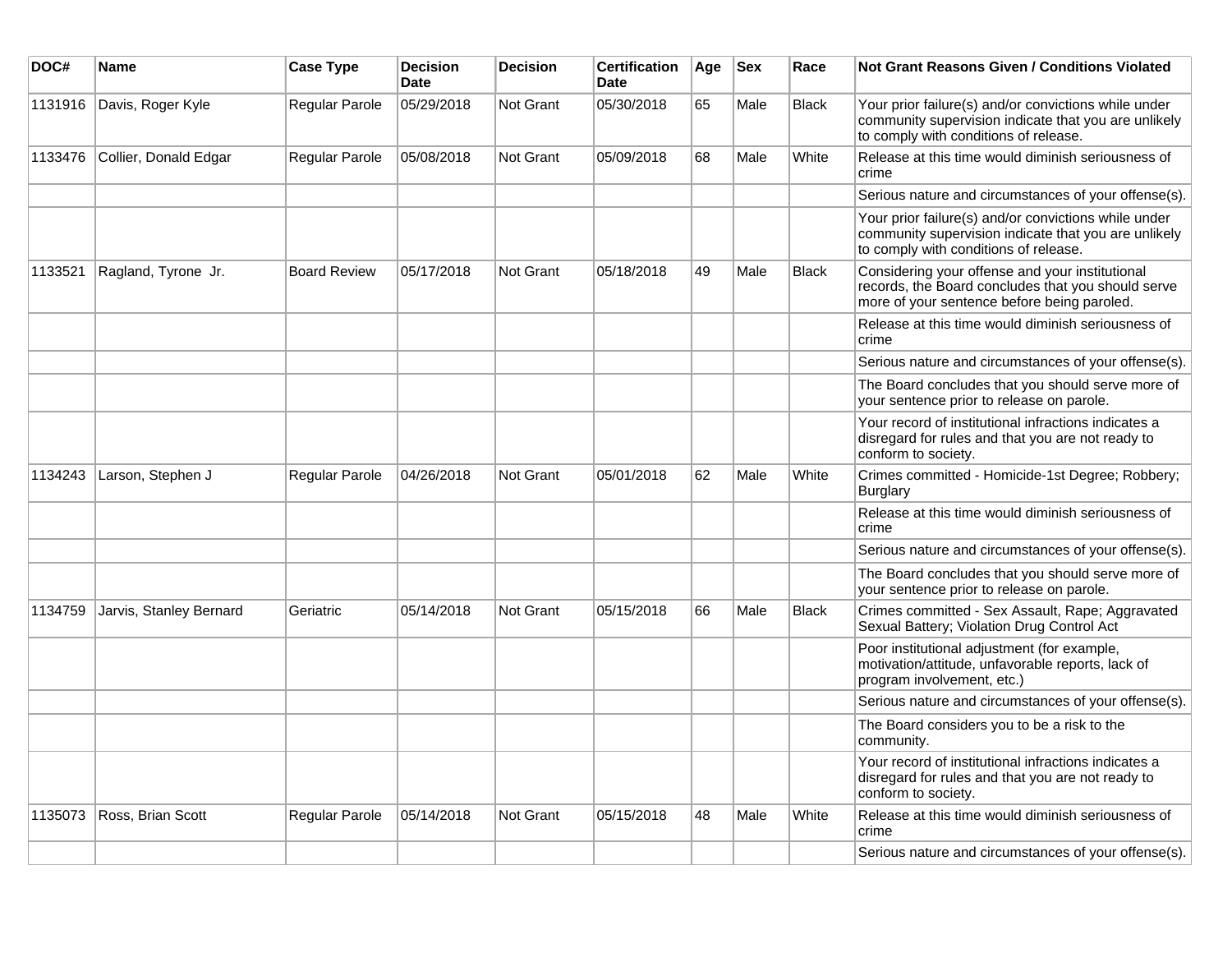| DOC# | Name | Case Type | Decision Date | Decision | Certification Date | Age | Sex | Race | Not Grant Reasons Given / Conditions Violated |
|---|---|---|---|---|---|---|---|---|---|
| 1131916 | Davis, Roger Kyle | Regular Parole | 05/29/2018 | Not Grant | 05/30/2018 | 65 | Male | Black | Your prior failure(s) and/or convictions while under community supervision indicate that you are unlikely to comply with conditions of release. |
| 1133476 | Collier, Donald Edgar | Regular Parole | 05/08/2018 | Not Grant | 05/09/2018 | 68 | Male | White | Release at this time would diminish seriousness of crime |
| | | | | | | | | | Serious nature and circumstances of your offense(s). |
| | | | | | | | | | Your prior failure(s) and/or convictions while under community supervision indicate that you are unlikely to comply with conditions of release. |
| 1133521 | Ragland, Tyrone Jr. | Board Review | 05/17/2018 | Not Grant | 05/18/2018 | 49 | Male | Black | Considering your offense and your institutional records, the Board concludes that you should serve more of your sentence before being paroled. |
| | | | | | | | | | Release at this time would diminish seriousness of crime |
| | | | | | | | | | Serious nature and circumstances of your offense(s). |
| | | | | | | | | | The Board concludes that you should serve more of your sentence prior to release on parole. |
| | | | | | | | | | Your record of institutional infractions indicates a disregard for rules and that you are not ready to conform to society. |
| 1134243 | Larson, Stephen J | Regular Parole | 04/26/2018 | Not Grant | 05/01/2018 | 62 | Male | White | Crimes committed - Homicide-1st Degree; Robbery; Burglary |
| | | | | | | | | | Release at this time would diminish seriousness of crime |
| | | | | | | | | | Serious nature and circumstances of your offense(s). |
| | | | | | | | | | The Board concludes that you should serve more of your sentence prior to release on parole. |
| 1134759 | Jarvis, Stanley Bernard | Geriatric | 05/14/2018 | Not Grant | 05/15/2018 | 66 | Male | Black | Crimes committed - Sex Assault, Rape; Aggravated Sexual Battery; Violation Drug Control Act |
| | | | | | | | | | Poor institutional adjustment (for example, motivation/attitude, unfavorable reports, lack of program involvement, etc.) |
| | | | | | | | | | Serious nature and circumstances of your offense(s). |
| | | | | | | | | | The Board considers you to be a risk to the community. |
| | | | | | | | | | Your record of institutional infractions indicates a disregard for rules and that you are not ready to conform to society. |
| 1135073 | Ross, Brian Scott | Regular Parole | 05/14/2018 | Not Grant | 05/15/2018 | 48 | Male | White | Release at this time would diminish seriousness of crime |
| | | | | | | | | | Serious nature and circumstances of your offense(s). |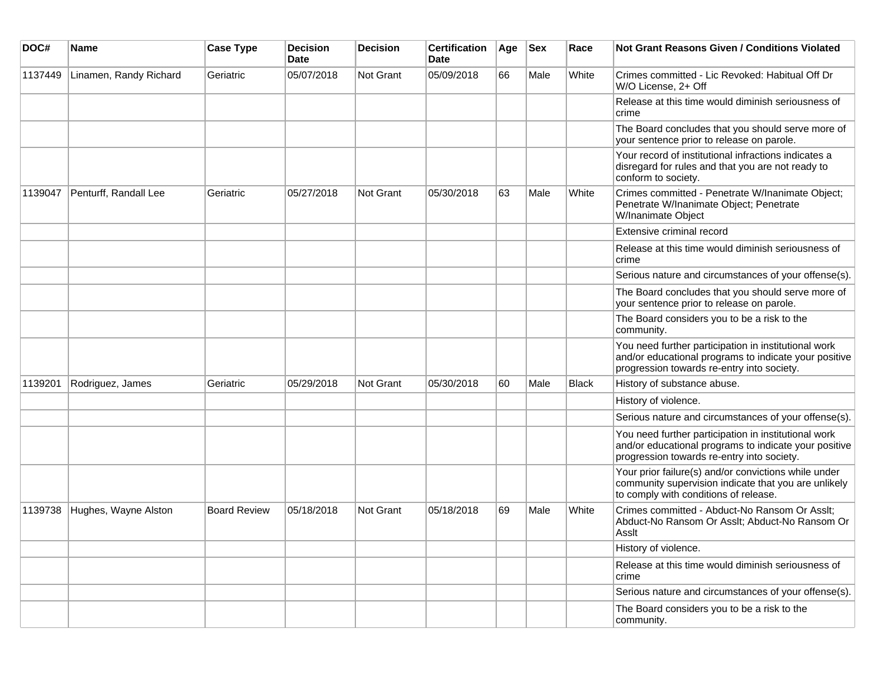| DOC# | Name | Case Type | Decision Date | Decision | Certification Date | Age | Sex | Race | Not Grant Reasons Given / Conditions Violated |
|---|---|---|---|---|---|---|---|---|---|
| 1137449 | Linamen, Randy Richard | Geriatric | 05/07/2018 | Not Grant | 05/09/2018 | 66 | Male | White | Crimes committed - Lic Revoked: Habitual Off Dr W/O License, 2+ Off |
| | | | | | | | | | Release at this time would diminish seriousness of crime |
| | | | | | | | | | The Board concludes that you should serve more of your sentence prior to release on parole. |
| | | | | | | | | | Your record of institutional infractions indicates a disregard for rules and that you are not ready to conform to society. |
| 1139047 | Penturff, Randall Lee | Geriatric | 05/27/2018 | Not Grant | 05/30/2018 | 63 | Male | White | Crimes committed - Penetrate W/Inanimate Object; Penetrate W/Inanimate Object; Penetrate W/Inanimate Object |
| | | | | | | | | | Extensive criminal record |
| | | | | | | | | | Release at this time would diminish seriousness of crime |
| | | | | | | | | | Serious nature and circumstances of your offense(s). |
| | | | | | | | | | The Board concludes that you should serve more of your sentence prior to release on parole. |
| | | | | | | | | | The Board considers you to be a risk to the community. |
| | | | | | | | | | You need further participation in institutional work and/or educational programs to indicate your positive progression towards re-entry into society. |
| 1139201 | Rodriguez, James | Geriatric | 05/29/2018 | Not Grant | 05/30/2018 | 60 | Male | Black | History of substance abuse. |
| | | | | | | | | | History of violence. |
| | | | | | | | | | Serious nature and circumstances of your offense(s). |
| | | | | | | | | | You need further participation in institutional work and/or educational programs to indicate your positive progression towards re-entry into society. |
| | | | | | | | | | Your prior failure(s) and/or convictions while under community supervision indicate that you are unlikely to comply with conditions of release. |
| 1139738 | Hughes, Wayne Alston | Board Review | 05/18/2018 | Not Grant | 05/18/2018 | 69 | Male | White | Crimes committed - Abduct-No Ransom Or Asslt; Abduct-No Ransom Or Asslt; Abduct-No Ransom Or Asslt |
| | | | | | | | | | History of violence. |
| | | | | | | | | | Release at this time would diminish seriousness of crime |
| | | | | | | | | | Serious nature and circumstances of your offense(s). |
| | | | | | | | | | The Board considers you to be a risk to the community. |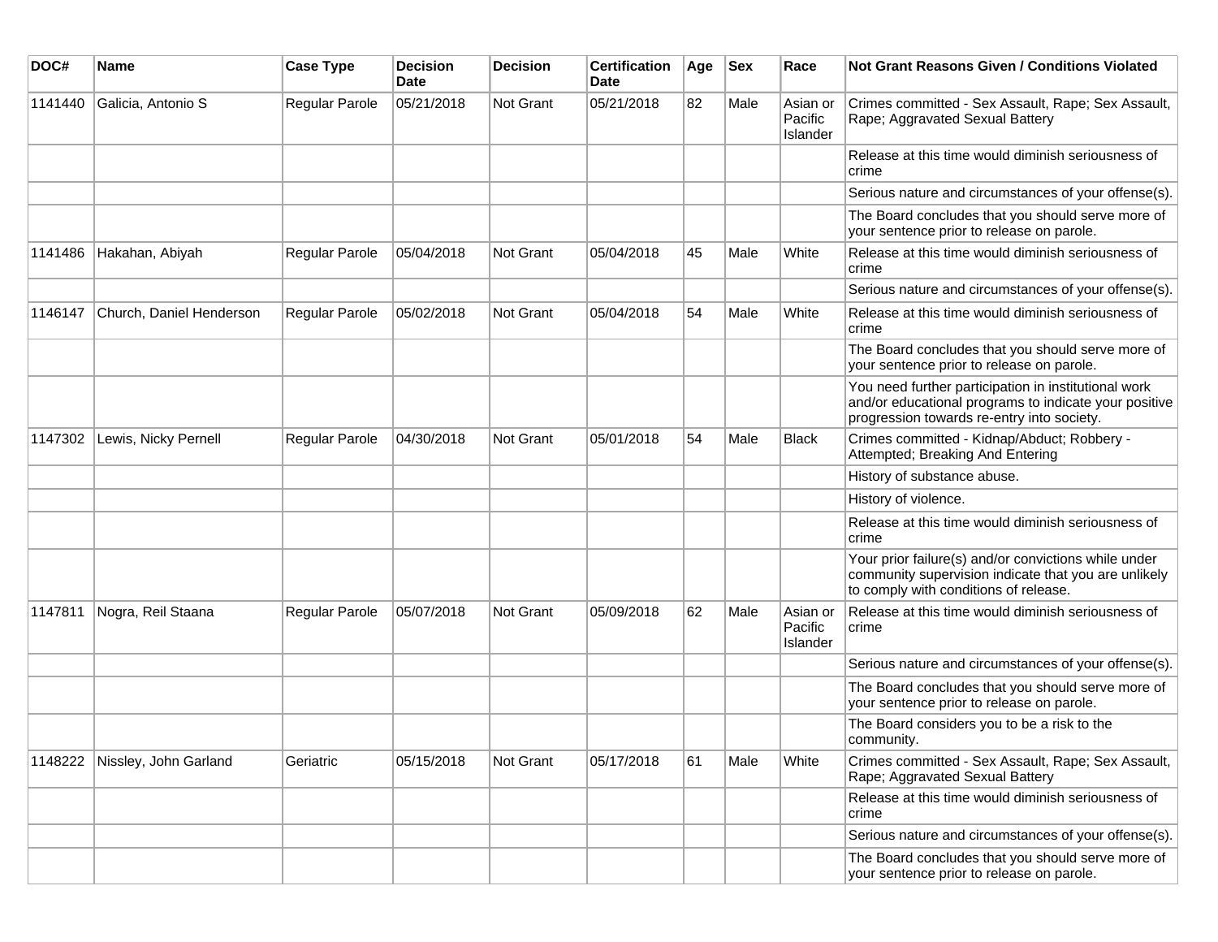| DOC# | Name | Case Type | Decision Date | Decision | Certification Date | Age | Sex | Race | Not Grant Reasons Given / Conditions Violated |
|---|---|---|---|---|---|---|---|---|---|
| 1141440 | Galicia, Antonio S | Regular Parole | 05/21/2018 | Not Grant | 05/21/2018 | 82 | Male | Asian or Pacific Islander | Crimes committed - Sex Assault, Rape; Sex Assault, Rape; Aggravated Sexual Battery |
| | | | | | | | | | Release at this time would diminish seriousness of crime |
| | | | | | | | | | Serious nature and circumstances of your offense(s). |
| | | | | | | | | | The Board concludes that you should serve more of your sentence prior to release on parole. |
| 1141486 | Hakahan, Abiyah | Regular Parole | 05/04/2018 | Not Grant | 05/04/2018 | 45 | Male | White | Release at this time would diminish seriousness of crime |
| | | | | | | | | | Serious nature and circumstances of your offense(s). |
| 1146147 | Church, Daniel Henderson | Regular Parole | 05/02/2018 | Not Grant | 05/04/2018 | 54 | Male | White | Release at this time would diminish seriousness of crime |
| | | | | | | | | | The Board concludes that you should serve more of your sentence prior to release on parole. |
| | | | | | | | | | You need further participation in institutional work and/or educational programs to indicate your positive progression towards re-entry into society. |
| 1147302 | Lewis, Nicky Pernell | Regular Parole | 04/30/2018 | Not Grant | 05/01/2018 | 54 | Male | Black | Crimes committed - Kidnap/Abduct; Robbery - Attempted; Breaking And Entering |
| | | | | | | | | | History of substance abuse. |
| | | | | | | | | | History of violence. |
| | | | | | | | | | Release at this time would diminish seriousness of crime |
| | | | | | | | | | Your prior failure(s) and/or convictions while under community supervision indicate that you are unlikely to comply with conditions of release. |
| 1147811 | Nogra, Reil Staana | Regular Parole | 05/07/2018 | Not Grant | 05/09/2018 | 62 | Male | Asian or Pacific Islander | Release at this time would diminish seriousness of crime |
| | | | | | | | | | Serious nature and circumstances of your offense(s). |
| | | | | | | | | | The Board concludes that you should serve more of your sentence prior to release on parole. |
| | | | | | | | | | The Board considers you to be a risk to the community. |
| 1148222 | Nissley, John Garland | Geriatric | 05/15/2018 | Not Grant | 05/17/2018 | 61 | Male | White | Crimes committed - Sex Assault, Rape; Sex Assault, Rape; Aggravated Sexual Battery |
| | | | | | | | | | Release at this time would diminish seriousness of crime |
| | | | | | | | | | Serious nature and circumstances of your offense(s). |
| | | | | | | | | | The Board concludes that you should serve more of your sentence prior to release on parole. |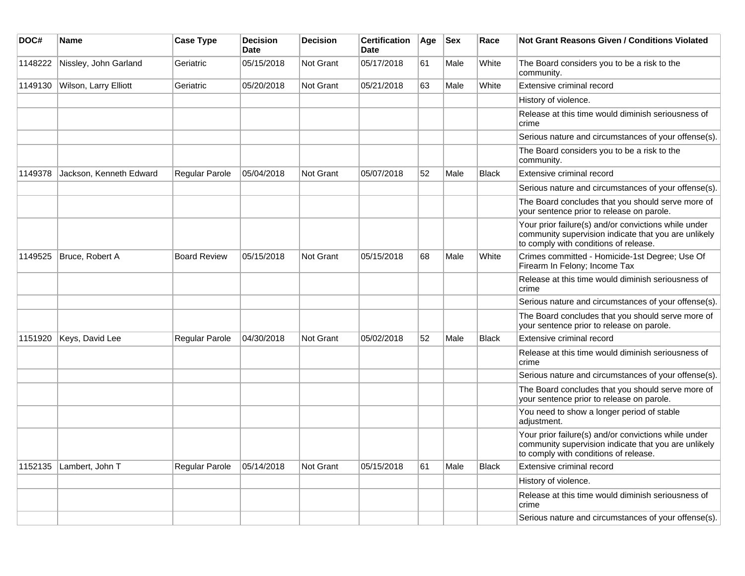| DOC# | Name | Case Type | Decision Date | Decision | Certification Date | Age | Sex | Race | Not Grant Reasons Given / Conditions Violated |
|---|---|---|---|---|---|---|---|---|---|
| 1148222 | Nissley, John Garland | Geriatric | 05/15/2018 | Not Grant | 05/17/2018 | 61 | Male | White | The Board considers you to be a risk to the community. |
| 1149130 | Wilson, Larry Elliott | Geriatric | 05/20/2018 | Not Grant | 05/21/2018 | 63 | Male | White | Extensive criminal record |
| | | | | | | | | | History of violence. |
| | | | | | | | | | Release at this time would diminish seriousness of crime |
| | | | | | | | | | Serious nature and circumstances of your offense(s). |
| | | | | | | | | | The Board considers you to be a risk to the community. |
| 1149378 | Jackson, Kenneth Edward | Regular Parole | 05/04/2018 | Not Grant | 05/07/2018 | 52 | Male | Black | Extensive criminal record |
| | | | | | | | | | Serious nature and circumstances of your offense(s). |
| | | | | | | | | | The Board concludes that you should serve more of your sentence prior to release on parole. |
| | | | | | | | | | Your prior failure(s) and/or convictions while under community supervision indicate that you are unlikely to comply with conditions of release. |
| 1149525 | Bruce, Robert A | Board Review | 05/15/2018 | Not Grant | 05/15/2018 | 68 | Male | White | Crimes committed - Homicide-1st Degree; Use Of Firearm In Felony; Income Tax |
| | | | | | | | | | Release at this time would diminish seriousness of crime |
| | | | | | | | | | Serious nature and circumstances of your offense(s). |
| | | | | | | | | | The Board concludes that you should serve more of your sentence prior to release on parole. |
| 1151920 | Keys, David Lee | Regular Parole | 04/30/2018 | Not Grant | 05/02/2018 | 52 | Male | Black | Extensive criminal record |
| | | | | | | | | | Release at this time would diminish seriousness of crime |
| | | | | | | | | | Serious nature and circumstances of your offense(s). |
| | | | | | | | | | The Board concludes that you should serve more of your sentence prior to release on parole. |
| | | | | | | | | | You need to show a longer period of stable adjustment. |
| | | | | | | | | | Your prior failure(s) and/or convictions while under community supervision indicate that you are unlikely to comply with conditions of release. |
| 1152135 | Lambert, John T | Regular Parole | 05/14/2018 | Not Grant | 05/15/2018 | 61 | Male | Black | Extensive criminal record |
| | | | | | | | | | History of violence. |
| | | | | | | | | | Release at this time would diminish seriousness of crime |
| | | | | | | | | | Serious nature and circumstances of your offense(s). |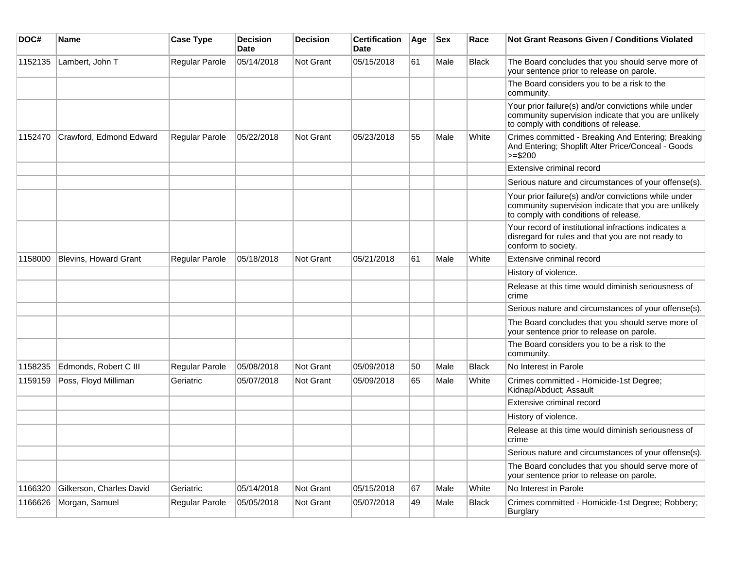| DOC# | Name | Case Type | Decision Date | Decision | Certification Date | Age | Sex | Race | Not Grant Reasons Given / Conditions Violated |
|---|---|---|---|---|---|---|---|---|---|
| 1152135 | Lambert, John T | Regular Parole | 05/14/2018 | Not Grant | 05/15/2018 | 61 | Male | Black | The Board concludes that you should serve more of your sentence prior to release on parole. |
| | | | | | | | | | The Board considers you to be a risk to the community. |
| | | | | | | | | | Your prior failure(s) and/or convictions while under community supervision indicate that you are unlikely to comply with conditions of release. |
| 1152470 | Crawford, Edmond Edward | Regular Parole | 05/22/2018 | Not Grant | 05/23/2018 | 55 | Male | White | Crimes committed - Breaking And Entering; Breaking And Entering; Shoplift Alter Price/Conceal - Goods >=$200 |
| | | | | | | | | | Extensive criminal record |
| | | | | | | | | | Serious nature and circumstances of your offense(s). |
| | | | | | | | | | Your prior failure(s) and/or convictions while under community supervision indicate that you are unlikely to comply with conditions of release. |
| | | | | | | | | | Your record of institutional infractions indicates a disregard for rules and that you are not ready to conform to society. |
| 1158000 | Blevins, Howard Grant | Regular Parole | 05/18/2018 | Not Grant | 05/21/2018 | 61 | Male | White | Extensive criminal record |
| | | | | | | | | | History of violence. |
| | | | | | | | | | Release at this time would diminish seriousness of crime |
| | | | | | | | | | Serious nature and circumstances of your offense(s). |
| | | | | | | | | | The Board concludes that you should serve more of your sentence prior to release on parole. |
| | | | | | | | | | The Board considers you to be a risk to the community. |
| 1158235 | Edmonds, Robert C III | Regular Parole | 05/08/2018 | Not Grant | 05/09/2018 | 50 | Male | Black | No Interest in Parole |
| 1159159 | Poss, Floyd Milliman | Geriatric | 05/07/2018 | Not Grant | 05/09/2018 | 65 | Male | White | Crimes committed - Homicide-1st Degree; Kidnap/Abduct; Assault |
| | | | | | | | | | Extensive criminal record |
| | | | | | | | | | History of violence. |
| | | | | | | | | | Release at this time would diminish seriousness of crime |
| | | | | | | | | | Serious nature and circumstances of your offense(s). |
| | | | | | | | | | The Board concludes that you should serve more of your sentence prior to release on parole. |
| 1166320 | Gilkerson, Charles David | Geriatric | 05/14/2018 | Not Grant | 05/15/2018 | 67 | Male | White | No Interest in Parole |
| 1166626 | Morgan, Samuel | Regular Parole | 05/05/2018 | Not Grant | 05/07/2018 | 49 | Male | Black | Crimes committed - Homicide-1st Degree; Robbery; Burglary |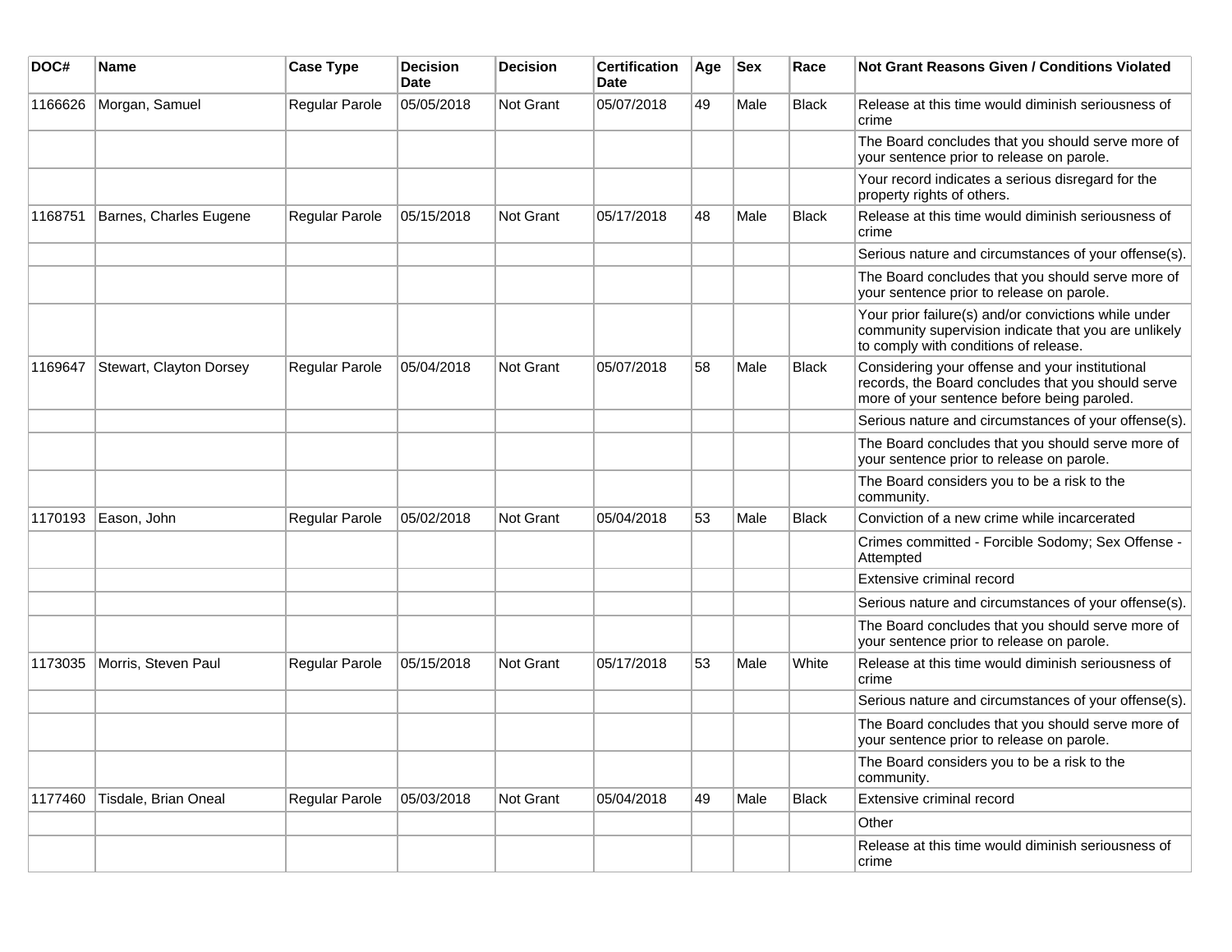| DOC# | Name | Case Type | Decision Date | Decision | Certification Date | Age | Sex | Race | Not Grant Reasons Given / Conditions Violated |
| --- | --- | --- | --- | --- | --- | --- | --- | --- | --- |
| 1166626 | Morgan, Samuel | Regular Parole | 05/05/2018 | Not Grant | 05/07/2018 | 49 | Male | Black | Release at this time would diminish seriousness of crime |
| | | | | | | | | | The Board concludes that you should serve more of your sentence prior to release on parole. |
| | | | | | | | | | Your record indicates a serious disregard for the property rights of others. |
| 1168751 | Barnes, Charles Eugene | Regular Parole | 05/15/2018 | Not Grant | 05/17/2018 | 48 | Male | Black | Release at this time would diminish seriousness of crime |
| | | | | | | | | | Serious nature and circumstances of your offense(s). |
| | | | | | | | | | The Board concludes that you should serve more of your sentence prior to release on parole. |
| | | | | | | | | | Your prior failure(s) and/or convictions while under community supervision indicate that you are unlikely to comply with conditions of release. |
| 1169647 | Stewart, Clayton Dorsey | Regular Parole | 05/04/2018 | Not Grant | 05/07/2018 | 58 | Male | Black | Considering your offense and your institutional records, the Board concludes that you should serve more of your sentence before being paroled. |
| | | | | | | | | | Serious nature and circumstances of your offense(s). |
| | | | | | | | | | The Board concludes that you should serve more of your sentence prior to release on parole. |
| | | | | | | | | | The Board considers you to be a risk to the community. |
| 1170193 | Eason, John | Regular Parole | 05/02/2018 | Not Grant | 05/04/2018 | 53 | Male | Black | Conviction of a new crime while incarcerated |
| | | | | | | | | | Crimes committed - Forcible Sodomy; Sex Offense - Attempted |
| | | | | | | | | | Extensive criminal record |
| | | | | | | | | | Serious nature and circumstances of your offense(s). |
| | | | | | | | | | The Board concludes that you should serve more of your sentence prior to release on parole. |
| 1173035 | Morris, Steven Paul | Regular Parole | 05/15/2018 | Not Grant | 05/17/2018 | 53 | Male | White | Release at this time would diminish seriousness of crime |
| | | | | | | | | | Serious nature and circumstances of your offense(s). |
| | | | | | | | | | The Board concludes that you should serve more of your sentence prior to release on parole. |
| | | | | | | | | | The Board considers you to be a risk to the community. |
| 1177460 | Tisdale, Brian Oneal | Regular Parole | 05/03/2018 | Not Grant | 05/04/2018 | 49 | Male | Black | Extensive criminal record |
| | | | | | | | | | Other |
| | | | | | | | | | Release at this time would diminish seriousness of crime |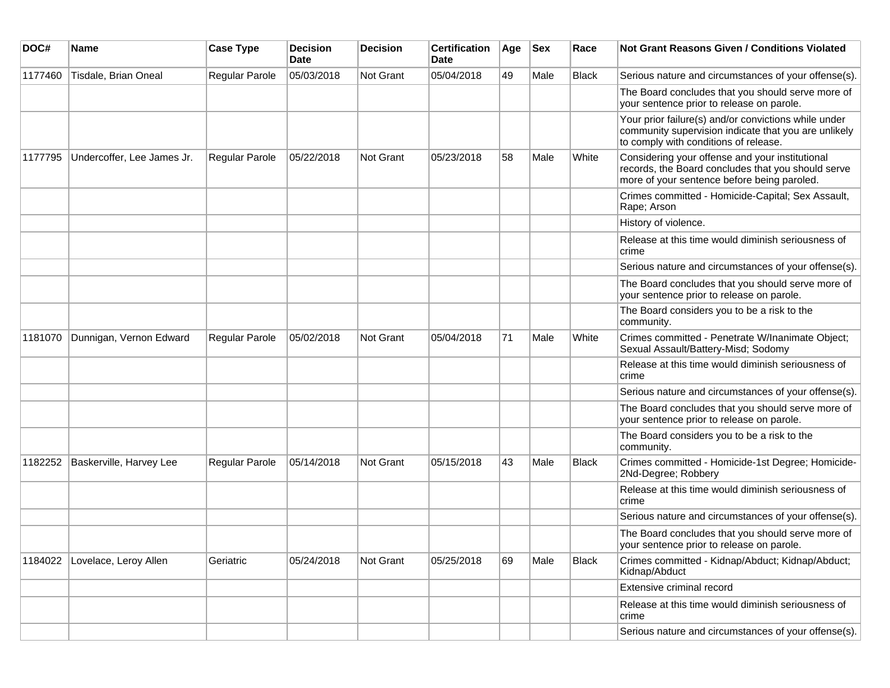| DOC# | Name | Case Type | Decision Date | Decision | Certification Date | Age | Sex | Race | Not Grant Reasons Given / Conditions Violated |
|---|---|---|---|---|---|---|---|---|---|
| 1177460 | Tisdale, Brian Oneal | Regular Parole | 05/03/2018 | Not Grant | 05/04/2018 | 49 | Male | Black | Serious nature and circumstances of your offense(s). |
| | | | | | | | | | The Board concludes that you should serve more of your sentence prior to release on parole. |
| | | | | | | | | | Your prior failure(s) and/or convictions while under community supervision indicate that you are unlikely to comply with conditions of release. |
| 1177795 | Undercoffer, Lee James Jr. | Regular Parole | 05/22/2018 | Not Grant | 05/23/2018 | 58 | Male | White | Considering your offense and your institutional records, the Board concludes that you should serve more of your sentence before being paroled. |
| | | | | | | | | | Crimes committed - Homicide-Capital; Sex Assault, Rape; Arson |
| | | | | | | | | | History of violence. |
| | | | | | | | | | Release at this time would diminish seriousness of crime |
| | | | | | | | | | Serious nature and circumstances of your offense(s). |
| | | | | | | | | | The Board concludes that you should serve more of your sentence prior to release on parole. |
| | | | | | | | | | The Board considers you to be a risk to the community. |
| 1181070 | Dunnigan, Vernon Edward | Regular Parole | 05/02/2018 | Not Grant | 05/04/2018 | 71 | Male | White | Crimes committed - Penetrate W/Inanimate Object; Sexual Assault/Battery-Misd; Sodomy |
| | | | | | | | | | Release at this time would diminish seriousness of crime |
| | | | | | | | | | Serious nature and circumstances of your offense(s). |
| | | | | | | | | | The Board concludes that you should serve more of your sentence prior to release on parole. |
| | | | | | | | | | The Board considers you to be a risk to the community. |
| 1182252 | Baskerville, Harvey Lee | Regular Parole | 05/14/2018 | Not Grant | 05/15/2018 | 43 | Male | Black | Crimes committed - Homicide-1st Degree; Homicide-2Nd-Degree; Robbery |
| | | | | | | | | | Release at this time would diminish seriousness of crime |
| | | | | | | | | | Serious nature and circumstances of your offense(s). |
| | | | | | | | | | The Board concludes that you should serve more of your sentence prior to release on parole. |
| 1184022 | Lovelace, Leroy Allen | Geriatric | 05/24/2018 | Not Grant | 05/25/2018 | 69 | Male | Black | Crimes committed - Kidnap/Abduct; Kidnap/Abduct; Kidnap/Abduct |
| | | | | | | | | | Extensive criminal record |
| | | | | | | | | | Release at this time would diminish seriousness of crime |
| | | | | | | | | | Serious nature and circumstances of your offense(s). |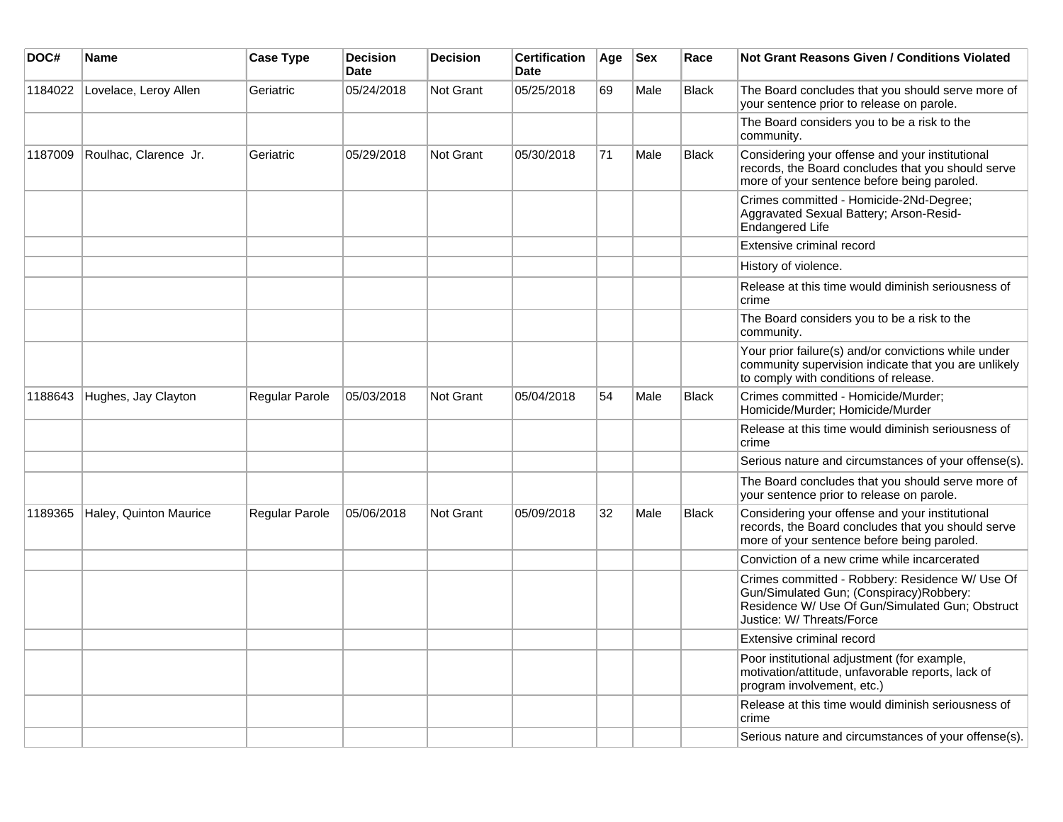| DOC# | Name | Case Type | Decision Date | Decision | Certification Date | Age | Sex | Race | Not Grant Reasons Given / Conditions Violated |
|---|---|---|---|---|---|---|---|---|---|
| 1184022 | Lovelace, Leroy Allen | Geriatric | 05/24/2018 | Not Grant | 05/25/2018 | 69 | Male | Black | The Board concludes that you should serve more of your sentence prior to release on parole. |
| | | | | | | | | | The Board considers you to be a risk to the community. |
| 1187009 | Roulhac, Clarence Jr. | Geriatric | 05/29/2018 | Not Grant | 05/30/2018 | 71 | Male | Black | Considering your offense and your institutional records, the Board concludes that you should serve more of your sentence before being paroled. |
| | | | | | | | | | Crimes committed - Homicide-2Nd-Degree; Aggravated Sexual Battery; Arson-Resid-Endangered Life |
| | | | | | | | | | Extensive criminal record |
| | | | | | | | | | History of violence. |
| | | | | | | | | | Release at this time would diminish seriousness of crime |
| | | | | | | | | | The Board considers you to be a risk to the community. |
| | | | | | | | | | Your prior failure(s) and/or convictions while under community supervision indicate that you are unlikely to comply with conditions of release. |
| 1188643 | Hughes, Jay Clayton | Regular Parole | 05/03/2018 | Not Grant | 05/04/2018 | 54 | Male | Black | Crimes committed - Homicide/Murder; Homicide/Murder; Homicide/Murder |
| | | | | | | | | | Release at this time would diminish seriousness of crime |
| | | | | | | | | | Serious nature and circumstances of your offense(s). |
| | | | | | | | | | The Board concludes that you should serve more of your sentence prior to release on parole. |
| 1189365 | Haley, Quinton Maurice | Regular Parole | 05/06/2018 | Not Grant | 05/09/2018 | 32 | Male | Black | Considering your offense and your institutional records, the Board concludes that you should serve more of your sentence before being paroled. |
| | | | | | | | | | Conviction of a new crime while incarcerated |
| | | | | | | | | | Crimes committed - Robbery: Residence W/ Use Of Gun/Simulated Gun; (Conspiracy)Robbery: Residence W/ Use Of Gun/Simulated Gun; Obstruct Justice: W/ Threats/Force |
| | | | | | | | | | Extensive criminal record |
| | | | | | | | | | Poor institutional adjustment (for example, motivation/attitude, unfavorable reports, lack of program involvement, etc.) |
| | | | | | | | | | Release at this time would diminish seriousness of crime |
| | | | | | | | | | Serious nature and circumstances of your offense(s). |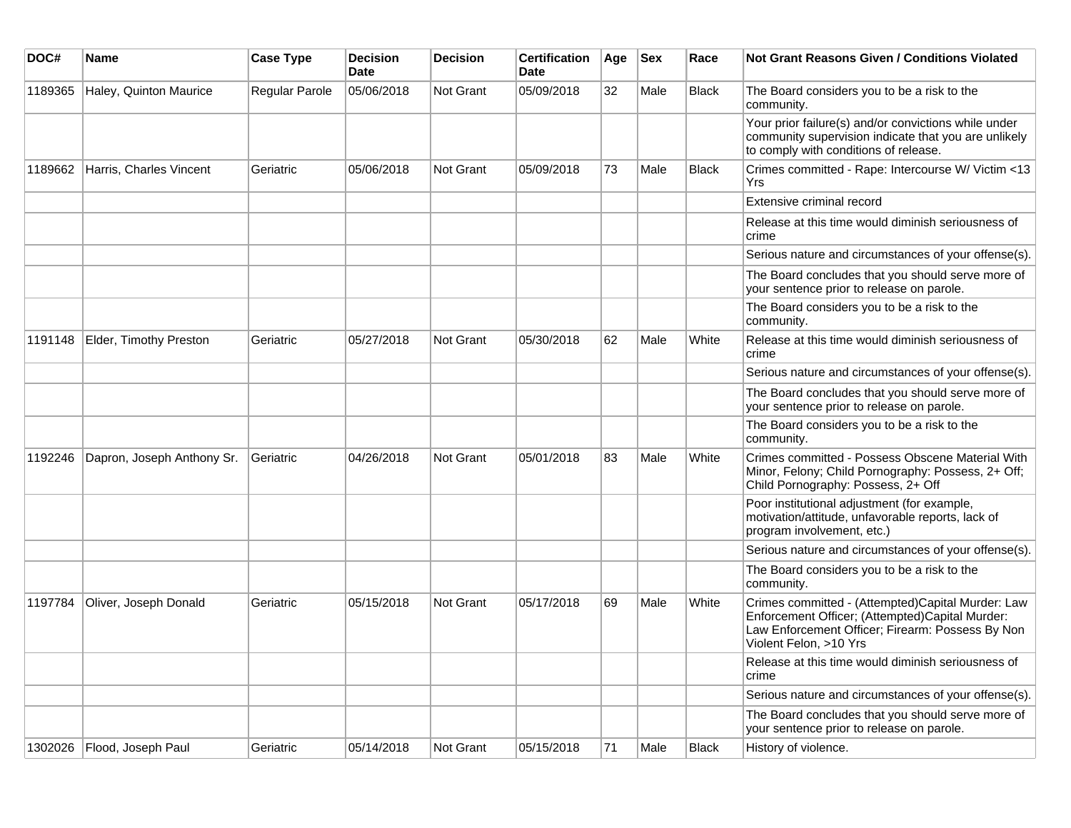| DOC# | Name | Case Type | Decision Date | Decision | Certification Date | Age | Sex | Race | Not Grant Reasons Given / Conditions Violated |
|---|---|---|---|---|---|---|---|---|---|
| 1189365 | Haley, Quinton Maurice | Regular Parole | 05/06/2018 | Not Grant | 05/09/2018 | 32 | Male | Black | The Board considers you to be a risk to the community. |
| | | | | | | | | | Your prior failure(s) and/or convictions while under community supervision indicate that you are unlikely to comply with conditions of release. |
| 1189662 | Harris, Charles Vincent | Geriatric | 05/06/2018 | Not Grant | 05/09/2018 | 73 | Male | Black | Crimes committed - Rape: Intercourse W/ Victim <13 Yrs |
| | | | | | | | | | Extensive criminal record |
| | | | | | | | | | Release at this time would diminish seriousness of crime |
| | | | | | | | | | Serious nature and circumstances of your offense(s). |
| | | | | | | | | | The Board concludes that you should serve more of your sentence prior to release on parole. |
| | | | | | | | | | The Board considers you to be a risk to the community. |
| 1191148 | Elder, Timothy Preston | Geriatric | 05/27/2018 | Not Grant | 05/30/2018 | 62 | Male | White | Release at this time would diminish seriousness of crime |
| | | | | | | | | | Serious nature and circumstances of your offense(s). |
| | | | | | | | | | The Board concludes that you should serve more of your sentence prior to release on parole. |
| | | | | | | | | | The Board considers you to be a risk to the community. |
| 1192246 | Dapron, Joseph Anthony Sr. | Geriatric | 04/26/2018 | Not Grant | 05/01/2018 | 83 | Male | White | Crimes committed - Possess Obscene Material With Minor, Felony; Child Pornography: Possess, 2+ Off; Child Pornography: Possess, 2+ Off |
| | | | | | | | | | Poor institutional adjustment (for example, motivation/attitude, unfavorable reports, lack of program involvement, etc.) |
| | | | | | | | | | Serious nature and circumstances of your offense(s). |
| | | | | | | | | | The Board considers you to be a risk to the community. |
| 1197784 | Oliver, Joseph Donald | Geriatric | 05/15/2018 | Not Grant | 05/17/2018 | 69 | Male | White | Crimes committed - (Attempted)Capital Murder: Law Enforcement Officer; (Attempted)Capital Murder: Law Enforcement Officer; Firearm: Possess By Non Violent Felon, >10 Yrs |
| | | | | | | | | | Release at this time would diminish seriousness of crime |
| | | | | | | | | | Serious nature and circumstances of your offense(s). |
| | | | | | | | | | The Board concludes that you should serve more of your sentence prior to release on parole. |
| 1302026 | Flood, Joseph Paul | Geriatric | 05/14/2018 | Not Grant | 05/15/2018 | 71 | Male | Black | History of violence. |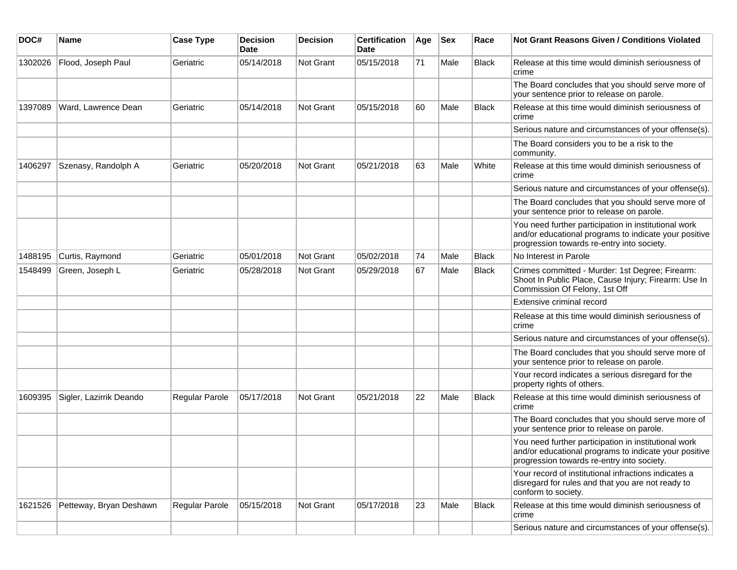| DOC# | Name | Case Type | Decision Date | Decision | Certification Date | Age | Sex | Race | Not Grant Reasons Given / Conditions Violated |
|---|---|---|---|---|---|---|---|---|---|
| 1302026 | Flood, Joseph Paul | Geriatric | 05/14/2018 | Not Grant | 05/15/2018 | 71 | Male | Black | Release at this time would diminish seriousness of crime |
| | | | | | | | | | The Board concludes that you should serve more of your sentence prior to release on parole. |
| 1397089 | Ward, Lawrence Dean | Geriatric | 05/14/2018 | Not Grant | 05/15/2018 | 60 | Male | Black | Release at this time would diminish seriousness of crime |
| | | | | | | | | | Serious nature and circumstances of your offense(s). |
| | | | | | | | | | The Board considers you to be a risk to the community. |
| 1406297 | Szenasy, Randolph A | Geriatric | 05/20/2018 | Not Grant | 05/21/2018 | 63 | Male | White | Release at this time would diminish seriousness of crime |
| | | | | | | | | | Serious nature and circumstances of your offense(s). |
| | | | | | | | | | The Board concludes that you should serve more of your sentence prior to release on parole. |
| | | | | | | | | | You need further participation in institutional work and/or educational programs to indicate your positive progression towards re-entry into society. |
| 1488195 | Curtis, Raymond | Geriatric | 05/01/2018 | Not Grant | 05/02/2018 | 74 | Male | Black | No Interest in Parole |
| 1548499 | Green, Joseph L | Geriatric | 05/28/2018 | Not Grant | 05/29/2018 | 67 | Male | Black | Crimes committed - Murder: 1st Degree; Firearm: Shoot In Public Place, Cause Injury; Firearm: Use In Commission Of Felony, 1st Off |
| | | | | | | | | | Extensive criminal record |
| | | | | | | | | | Release at this time would diminish seriousness of crime |
| | | | | | | | | | Serious nature and circumstances of your offense(s). |
| | | | | | | | | | The Board concludes that you should serve more of your sentence prior to release on parole. |
| | | | | | | | | | Your record indicates a serious disregard for the property rights of others. |
| 1609395 | Sigler, Lazirrik Deando | Regular Parole | 05/17/2018 | Not Grant | 05/21/2018 | 22 | Male | Black | Release at this time would diminish seriousness of crime |
| | | | | | | | | | The Board concludes that you should serve more of your sentence prior to release on parole. |
| | | | | | | | | | You need further participation in institutional work and/or educational programs to indicate your positive progression towards re-entry into society. |
| | | | | | | | | | Your record of institutional infractions indicates a disregard for rules and that you are not ready to conform to society. |
| 1621526 | Petteway, Bryan Deshawn | Regular Parole | 05/15/2018 | Not Grant | 05/17/2018 | 23 | Male | Black | Release at this time would diminish seriousness of crime |
| | | | | | | | | | Serious nature and circumstances of your offense(s). |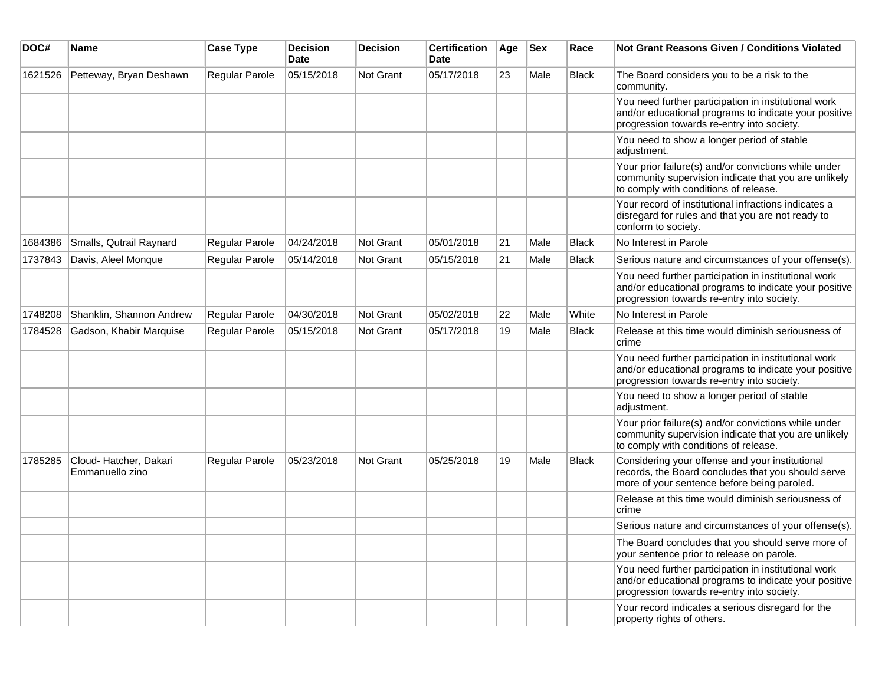| DOC# | Name | Case Type | Decision Date | Decision | Certification Date | Age | Sex | Race | Not Grant Reasons Given / Conditions Violated |
|---|---|---|---|---|---|---|---|---|---|
| 1621526 | Petteway, Bryan Deshawn | Regular Parole | 05/15/2018 | Not Grant | 05/17/2018 | 23 | Male | Black | The Board considers you to be a risk to the community. |
| | | | | | | | | | You need further participation in institutional work and/or educational programs to indicate your positive progression towards re-entry into society. |
| | | | | | | | | | You need to show a longer period of stable adjustment. |
| | | | | | | | | | Your prior failure(s) and/or convictions while under community supervision indicate that you are unlikely to comply with conditions of release. |
| | | | | | | | | | Your record of institutional infractions indicates a disregard for rules and that you are not ready to conform to society. |
| 1684386 | Smalls, Qutrail Raynard | Regular Parole | 04/24/2018 | Not Grant | 05/01/2018 | 21 | Male | Black | No Interest in Parole |
| 1737843 | Davis, Aleel Monque | Regular Parole | 05/14/2018 | Not Grant | 05/15/2018 | 21 | Male | Black | Serious nature and circumstances of your offense(s). |
| | | | | | | | | | You need further participation in institutional work and/or educational programs to indicate your positive progression towards re-entry into society. |
| 1748208 | Shanklin, Shannon Andrew | Regular Parole | 04/30/2018 | Not Grant | 05/02/2018 | 22 | Male | White | No Interest in Parole |
| 1784528 | Gadson, Khabir Marquise | Regular Parole | 05/15/2018 | Not Grant | 05/17/2018 | 19 | Male | Black | Release at this time would diminish seriousness of crime |
| | | | | | | | | | You need further participation in institutional work and/or educational programs to indicate your positive progression towards re-entry into society. |
| | | | | | | | | | You need to show a longer period of stable adjustment. |
| | | | | | | | | | Your prior failure(s) and/or convictions while under community supervision indicate that you are unlikely to comply with conditions of release. |
| 1785285 | Cloud- Hatcher, Dakari Emmanuello zino | Regular Parole | 05/23/2018 | Not Grant | 05/25/2018 | 19 | Male | Black | Considering your offense and your institutional records, the Board concludes that you should serve more of your sentence before being paroled. |
| | | | | | | | | | Release at this time would diminish seriousness of crime |
| | | | | | | | | | Serious nature and circumstances of your offense(s). |
| | | | | | | | | | The Board concludes that you should serve more of your sentence prior to release on parole. |
| | | | | | | | | | You need further participation in institutional work and/or educational programs to indicate your positive progression towards re-entry into society. |
| | | | | | | | | | Your record indicates a serious disregard for the property rights of others. |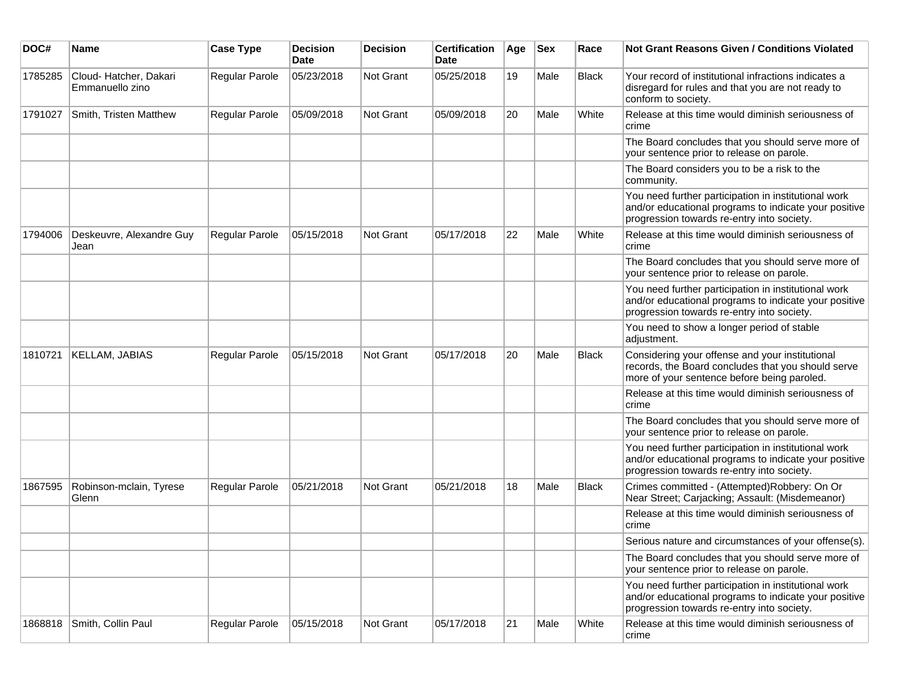| DOC# | Name | Case Type | Decision Date | Decision | Certification Date | Age | Sex | Race | Not Grant Reasons Given / Conditions Violated |
|---|---|---|---|---|---|---|---|---|---|
| 1785285 | Cloud- Hatcher, Dakari Emmanuello zino | Regular Parole | 05/23/2018 | Not Grant | 05/25/2018 | 19 | Male | Black | Your record of institutional infractions indicates a disregard for rules and that you are not ready to conform to society. |
| 1791027 | Smith, Tristen Matthew | Regular Parole | 05/09/2018 | Not Grant | 05/09/2018 | 20 | Male | White | Release at this time would diminish seriousness of crime |
| | | | | | | | | | The Board concludes that you should serve more of your sentence prior to release on parole. |
| | | | | | | | | | The Board considers you to be a risk to the community. |
| | | | | | | | | | You need further participation in institutional work and/or educational programs to indicate your positive progression towards re-entry into society. |
| 1794006 | Deskeuvre, Alexandre Guy Jean | Regular Parole | 05/15/2018 | Not Grant | 05/17/2018 | 22 | Male | White | Release at this time would diminish seriousness of crime |
| | | | | | | | | | The Board concludes that you should serve more of your sentence prior to release on parole. |
| | | | | | | | | | You need further participation in institutional work and/or educational programs to indicate your positive progression towards re-entry into society. |
| | | | | | | | | | You need to show a longer period of stable adjustment. |
| 1810721 | KELLAM, JABIAS | Regular Parole | 05/15/2018 | Not Grant | 05/17/2018 | 20 | Male | Black | Considering your offense and your institutional records, the Board concludes that you should serve more of your sentence before being paroled. |
| | | | | | | | | | Release at this time would diminish seriousness of crime |
| | | | | | | | | | The Board concludes that you should serve more of your sentence prior to release on parole. |
| | | | | | | | | | You need further participation in institutional work and/or educational programs to indicate your positive progression towards re-entry into society. |
| 1867595 | Robinson-mclain, Tyrese Glenn | Regular Parole | 05/21/2018 | Not Grant | 05/21/2018 | 18 | Male | Black | Crimes committed - (Attempted)Robbery: On Or Near Street; Carjacking; Assault: (Misdemeanor) |
| | | | | | | | | | Release at this time would diminish seriousness of crime |
| | | | | | | | | | Serious nature and circumstances of your offense(s). |
| | | | | | | | | | The Board concludes that you should serve more of your sentence prior to release on parole. |
| | | | | | | | | | You need further participation in institutional work and/or educational programs to indicate your positive progression towards re-entry into society. |
| 1868818 | Smith, Collin Paul | Regular Parole | 05/15/2018 | Not Grant | 05/17/2018 | 21 | Male | White | Release at this time would diminish seriousness of crime |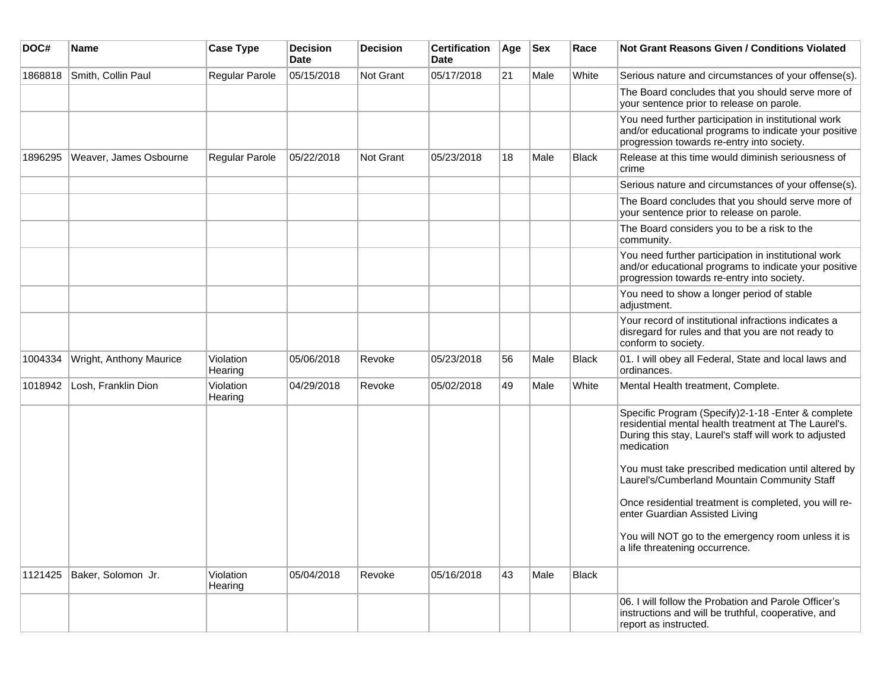| DOC# | Name | Case Type | Decision Date | Decision | Certification Date | Age | Sex | Race | Not Grant Reasons Given / Conditions Violated |
|---|---|---|---|---|---|---|---|---|---|
| 1868818 | Smith, Collin Paul | Regular Parole | 05/15/2018 | Not Grant | 05/17/2018 | 21 | Male | White | Serious nature and circumstances of your offense(s). |
| | | | | | | | | | The Board concludes that you should serve more of your sentence prior to release on parole. |
| | | | | | | | | | You need further participation in institutional work and/or educational programs to indicate your positive progression towards re-entry into society. |
| 1896295 | Weaver, James Osbourne | Regular Parole | 05/22/2018 | Not Grant | 05/23/2018 | 18 | Male | Black | Release at this time would diminish seriousness of crime |
| | | | | | | | | | Serious nature and circumstances of your offense(s). |
| | | | | | | | | | The Board concludes that you should serve more of your sentence prior to release on parole. |
| | | | | | | | | | The Board considers you to be a risk to the community. |
| | | | | | | | | | You need further participation in institutional work and/or educational programs to indicate your positive progression towards re-entry into society. |
| | | | | | | | | | You need to show a longer period of stable adjustment. |
| | | | | | | | | | Your record of institutional infractions indicates a disregard for rules and that you are not ready to conform to society. |
| 1004334 | Wright, Anthony Maurice | Violation Hearing | 05/06/2018 | Revoke | 05/23/2018 | 56 | Male | Black | 01. I will obey all Federal, State and local laws and ordinances. |
| 1018942 | Losh, Franklin Dion | Violation Hearing | 04/29/2018 | Revoke | 05/02/2018 | 49 | Male | White | Mental Health treatment, Complete. |
| | | | | | | | | | Specific Program (Specify)2-1-18 -Enter & complete residential mental health treatment at The Laurel's. During this stay, Laurel's staff will work to adjusted medication<br><br>You must take prescribed medication until altered by Laurel's/Cumberland Mountain Community Staff<br><br>Once residential treatment is completed, you will re-enter Guardian Assisted Living<br><br>You will NOT go to the emergency room unless it is a life threatening occurrence. |
| 1121425 | Baker, Solomon Jr. | Violation Hearing | 05/04/2018 | Revoke | 05/16/2018 | 43 | Male | Black | |
| | | | | | | | | | 06. I will follow the Probation and Parole Officer's instructions and will be truthful, cooperative, and report as instructed. |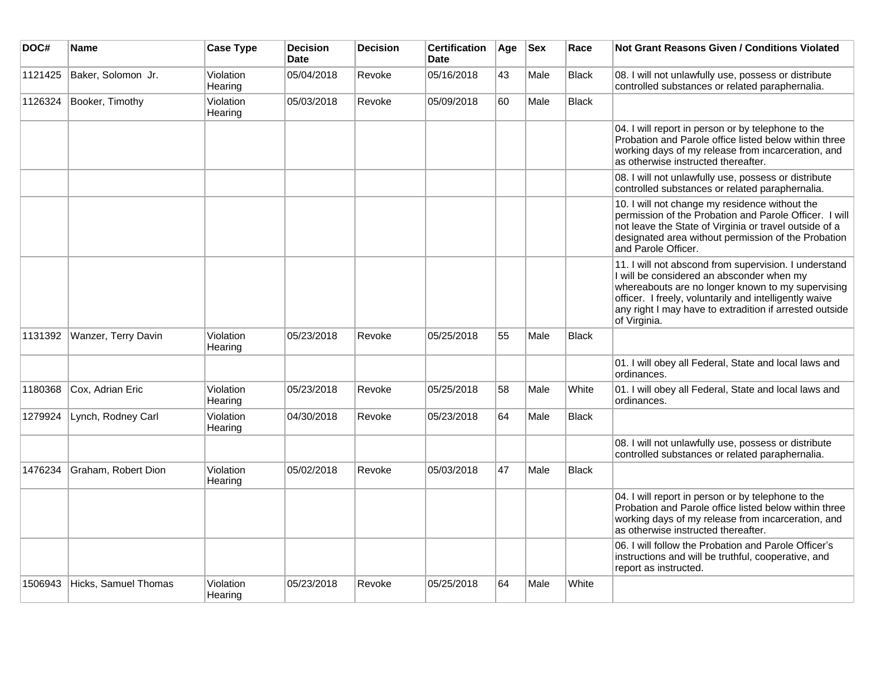| DOC# | Name | Case Type | Decision Date | Decision | Certification Date | Age | Sex | Race | Not Grant Reasons Given / Conditions Violated |
|---|---|---|---|---|---|---|---|---|---|
| 1121425 | Baker, Solomon Jr. | Violation Hearing | 05/04/2018 | Revoke | 05/16/2018 | 43 | Male | Black | 08. I will not unlawfully use, possess or distribute controlled substances or related paraphernalia. |
| 1126324 | Booker, Timothy | Violation Hearing | 05/03/2018 | Revoke | 05/09/2018 | 60 | Male | Black | |
| | | | | | | | | | 04. I will report in person or by telephone to the Probation and Parole office listed below within three working days of my release from incarceration, and as otherwise instructed thereafter. |
| | | | | | | | | | 08. I will not unlawfully use, possess or distribute controlled substances or related paraphernalia. |
| | | | | | | | | | 10. I will not change my residence without the permission of the Probation and Parole Officer. I will not leave the State of Virginia or travel outside of a designated area without permission of the Probation and Parole Officer. |
| | | | | | | | | | 11. I will not abscond from supervision. I understand I will be considered an absconder when my whereabouts are no longer known to my supervising officer. I freely, voluntarily and intelligently waive any right I may have to extradition if arrested outside of Virginia. |
| 1131392 | Wanzer, Terry Davin | Violation Hearing | 05/23/2018 | Revoke | 05/25/2018 | 55 | Male | Black | |
| | | | | | | | | | 01. I will obey all Federal, State and local laws and ordinances. |
| 1180368 | Cox, Adrian Eric | Violation Hearing | 05/23/2018 | Revoke | 05/25/2018 | 58 | Male | White | 01. I will obey all Federal, State and local laws and ordinances. |
| 1279924 | Lynch, Rodney Carl | Violation Hearing | 04/30/2018 | Revoke | 05/23/2018 | 64 | Male | Black | |
| | | | | | | | | | 08. I will not unlawfully use, possess or distribute controlled substances or related paraphernalia. |
| 1476234 | Graham, Robert Dion | Violation Hearing | 05/02/2018 | Revoke | 05/03/2018 | 47 | Male | Black | |
| | | | | | | | | | 04. I will report in person or by telephone to the Probation and Parole office listed below within three working days of my release from incarceration, and as otherwise instructed thereafter. |
| | | | | | | | | | 06. I will follow the Probation and Parole Officer's instructions and will be truthful, cooperative, and report as instructed. |
| 1506943 | Hicks, Samuel Thomas | Violation Hearing | 05/23/2018 | Revoke | 05/25/2018 | 64 | Male | White | |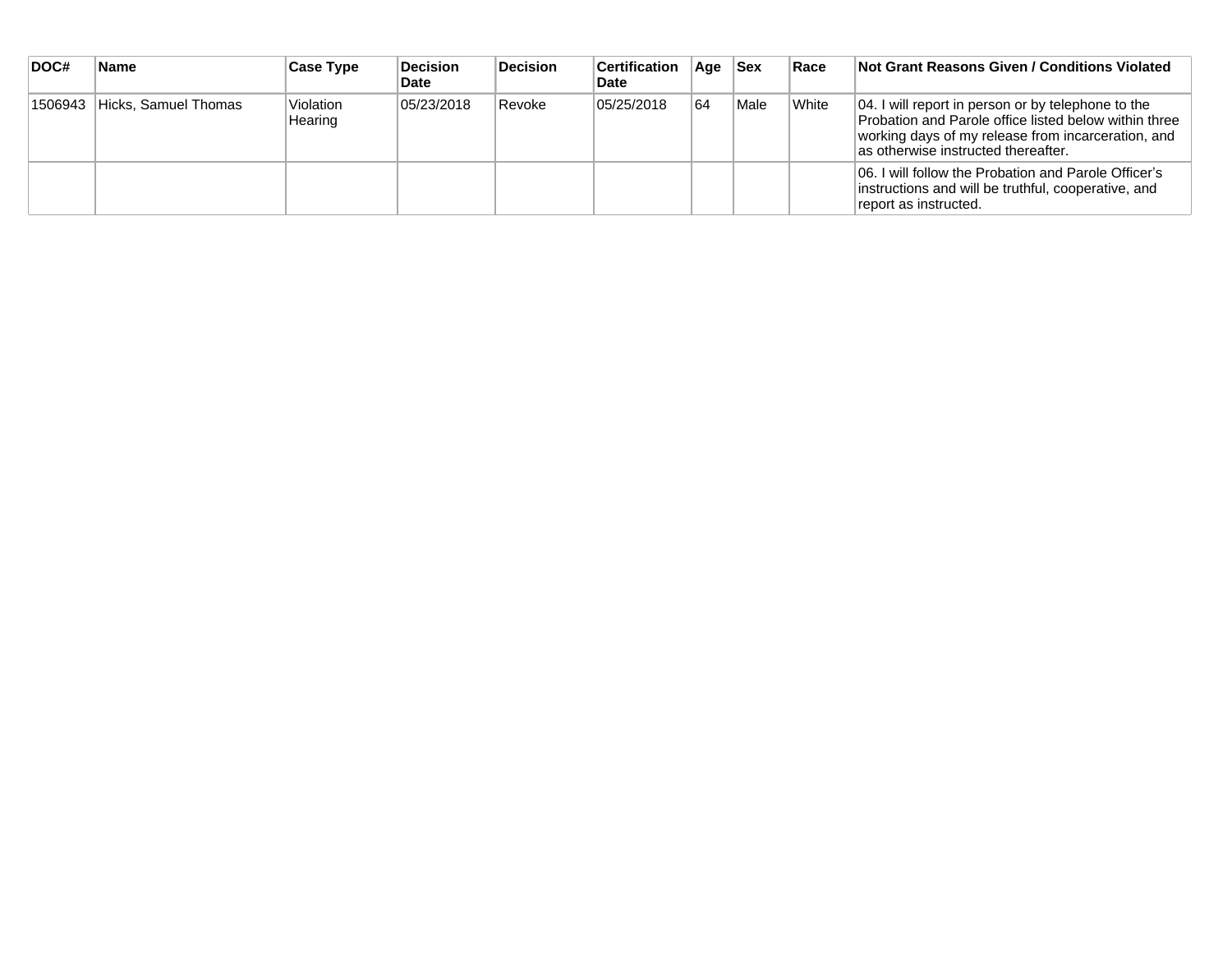| DOC# | Name | Case Type | Decision Date | Decision | Certification Date | Age | Sex | Race | Not Grant Reasons Given / Conditions Violated |
|---|---|---|---|---|---|---|---|---|---|
| 1506943 | Hicks, Samuel Thomas | Violation Hearing | 05/23/2018 | Revoke | 05/25/2018 | 64 | Male | White | 04. I will report in person or by telephone to the Probation and Parole office listed below within three working days of my release from incarceration, and as otherwise instructed thereafter. |
| | | | | | | | | | 06. I will follow the Probation and Parole Officer's instructions and will be truthful, cooperative, and report as instructed. |